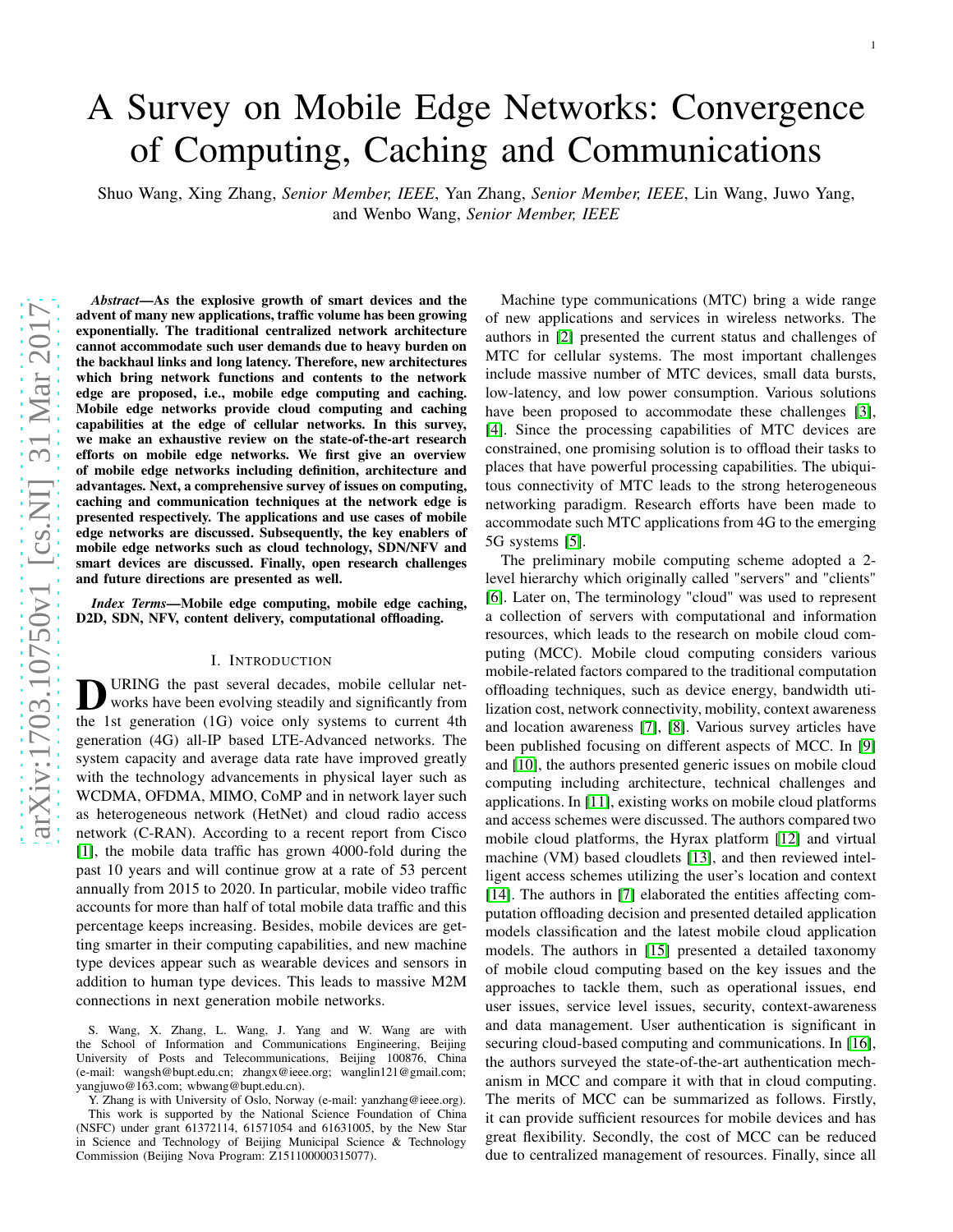# A Survey on Mobile Edge Networks: Convergence of Computing, Caching and Communications

Shuo Wang, Xing Zhang, *Senior Member, IEEE*, Yan Zhang, *Senior Member, IEEE*, Lin Wang, Juwo Yang, and Wenbo Wang, *Senior Member, IEEE*

***Abstract*—As the explosive growth of smart devices and the advent of many new applications, traffic volume has been growing exponentially. The traditional centralized network architecture cannot accommodate such user demands due to heavy burden on the backhaul links and long latency. Therefore, new architectures which bring network functions and contents to the network edge are proposed, i.e., mobile edge computing and caching. Mobile edge networks provide cloud computing and caching capabilities at the edge of cellular networks. In this survey, we make an exhaustive review on the state-of-the-art research efforts on mobile edge networks. We first give an overview of mobile edge networks including definition, architecture and advantages. Next, a comprehensive survey of issues on computing, caching and communication techniques at the network edge is presented respectively. The applications and use cases of mobile edge networks are discussed. Subsequently, the key enablers of mobile edge networks such as cloud technology, SDN/NFV and smart devices are discussed. Finally, open research challenges and future directions are presented as well.**

***Index Terms*—Mobile edge computing, mobile edge caching, D2D, SDN, NFV, content delivery, computational offloading.**

## I. Introduction

During the past several decades, mobile cellular networks have been evolving steadily and significantly from the 1st generation (1G) voice only systems to current 4th generation (4G) all-IP based LTE-Advanced networks. The system capacity and average data rate have improved greatly with the technology advancements in physical layer such as WCDMA, OFDMA, MIMO, CoMP and in network layer such as heterogeneous network (HetNet) and cloud radio access network (C-RAN). According to a recent report from Cisco [1], the mobile data traffic has grown 4000-fold during the past 10 years and will continue grow at a rate of 53 percent annually from 2015 to 2020. In particular, mobile video traffic accounts for more than half of total mobile data traffic and this percentage keeps increasing. Besides, mobile devices are getting smarter in their computing capabilities, and new machine type devices appear such as wearable devices and sensors in addition to human type devices. This leads to massive M2M connections in next generation mobile networks.

Machine type communications (MTC) bring a wide range of new applications and services in wireless networks. The authors in [2] presented the current status and challenges of MTC for cellular systems. The most important challenges include massive number of MTC devices, small data bursts, low-latency, and low power consumption. Various solutions have been proposed to accommodate these challenges [3], [4]. Since the processing capabilities of MTC devices are constrained, one promising solution is to offload their tasks to places that have powerful processing capabilities. The ubiquitous connectivity of MTC leads to the strong heterogeneous networking paradigm. Research efforts have been made to accommodate such MTC applications from 4G to the emerging 5G systems [5].

The preliminary mobile computing scheme adopted a 2-level hierarchy which originally called "servers" and "clients" [6]. Later on, The terminology "cloud" was used to represent a collection of servers with computational and information resources, which leads to the research on mobile cloud computing (MCC). Mobile cloud computing considers various mobile-related factors compared to the traditional computation offloading techniques, such as device energy, bandwidth utilization cost, network connectivity, mobility, context awareness and location awareness [7], [8]. Various survey articles have been published focusing on different aspects of MCC. In [9] and [10], the authors presented generic issues on mobile cloud computing including architecture, technical challenges and applications. In [11], existing works on mobile cloud platforms and access schemes were discussed. The authors compared two mobile cloud platforms, the Hyrax platform [12] and virtual machine (VM) based cloudlets [13], and then reviewed intelligent access schemes utilizing the user's location and context [14]. The authors in [7] elaborated the entities affecting computation offloading decision and presented detailed application models classification and the latest mobile cloud application models. The authors in [15] presented a detailed taxonomy of mobile cloud computing based on the key issues and the approaches to tackle them, such as operational issues, end user issues, service level issues, security, context-awareness and data management. User authentication is significant in securing cloud-based computing and communications. In [16], the authors surveyed the state-of-the-art authentication mechanism in MCC and compare it with that in cloud computing. The merits of MCC can be summarized as follows. Firstly, it can provide sufficient resources for mobile devices and has great flexibility. Secondly, the cost of MCC can be reduced due to centralized management of resources. Finally, since all

S. Wang, X. Zhang, L. Wang, J. Yang and W. Wang are with the School of Information and Communications Engineering, Beijing University of Posts and Telecommunications, Beijing 100876, China (e-mail: wangsh@bupt.edu.cn; zhangx@ieee.org; wanglin121@gmail.com; yangjuwo@163.com; wbwang@bupt.edu.cn).

Y. Zhang is with University of Oslo, Norway (e-mail: yanzhang@ieee.org).

This work is supported by the National Science Foundation of China (NSFC) under grant 61372114, 61571054 and 61631005, by the New Star in Science and Technology of Beijing Municipal Science & Technology Commission (Beijing Nova Program: Z151100000315077).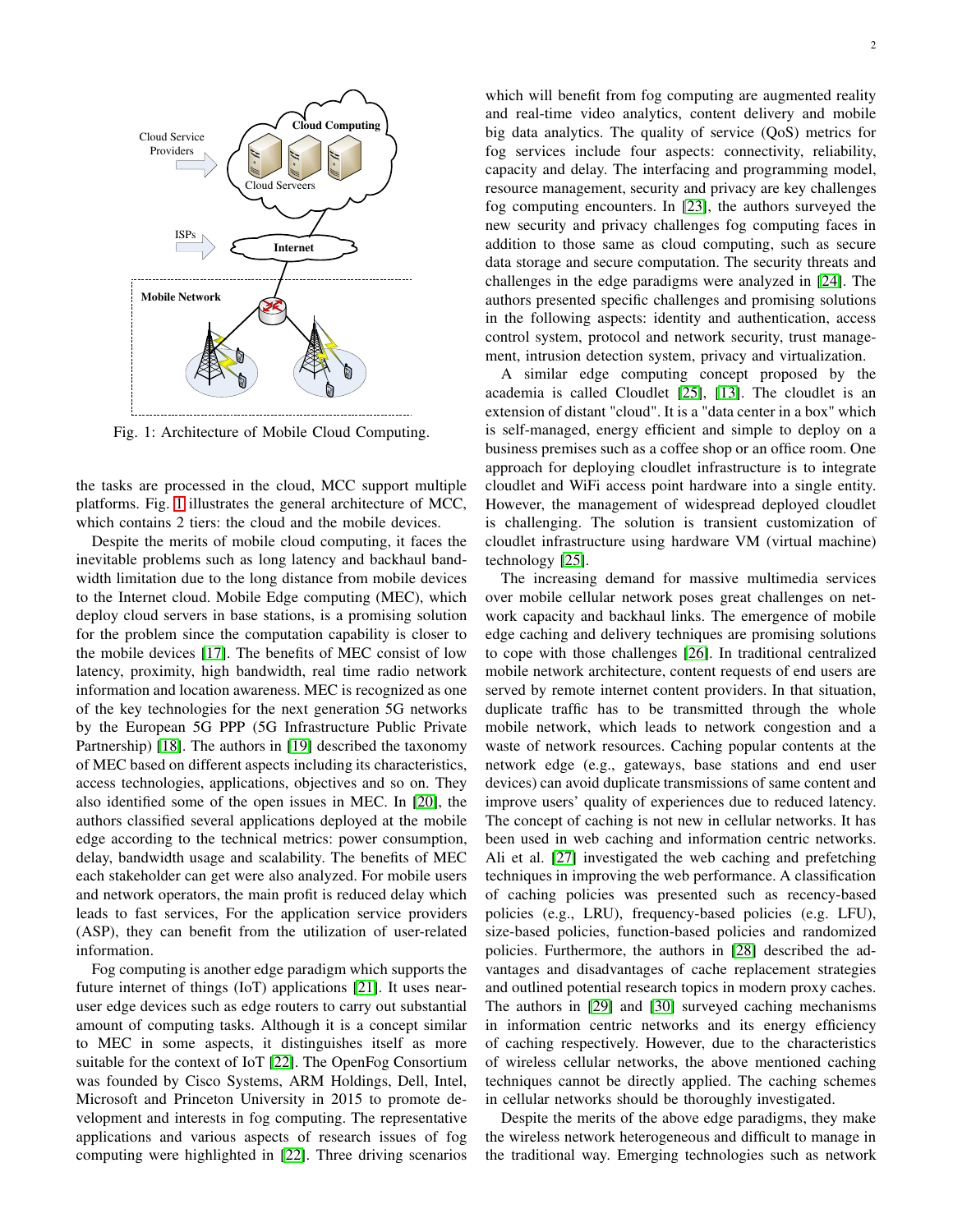Fig. 1: Architecture of Mobile Cloud Computing.

the tasks are processed in the cloud, MCC support multiple platforms. Fig. 1 illustrates the general architecture of MCC, which contains 2 tiers: the cloud and the mobile devices.

Despite the merits of mobile cloud computing, it faces the inevitable problems such as long latency and backhaul bandwidth limitation due to the long distance from mobile devices to the Internet cloud. Mobile Edge computing (MEC), which deploy cloud servers in base stations, is a promising solution for the problem since the computation capability is closer to the mobile devices [17]. The benefits of MEC consist of low latency, proximity, high bandwidth, real time radio network information and location awareness. MEC is recognized as one of the key technologies for the next generation 5G networks by the European 5G PPP (5G Infrastructure Public Private Partnership) [18]. The authors in [19] described the taxonomy of MEC based on different aspects including its characteristics, access technologies, applications, objectives and so on. They also identified some of the open issues in MEC. In [20], the authors classified several applications deployed at the mobile edge according to the technical metrics: power consumption, delay, bandwidth usage and scalability. The benefits of MEC each stakeholder can get were also analyzed. For mobile users and network operators, the main profit is reduced delay which leads to fast services, For the application service providers (ASP), they can benefit from the utilization of user-related information.

Fog computing is another edge paradigm which supports the future internet of things (IoT) applications [21]. It uses near-user edge devices such as edge routers to carry out substantial amount of computing tasks. Although it is a concept similar to MEC in some aspects, it distinguishes itself as more suitable for the context of IoT [22]. The OpenFog Consortium was founded by Cisco Systems, ARM Holdings, Dell, Intel, Microsoft and Princeton University in 2015 to promote development and interests in fog computing. The representative applications and various aspects of research issues of fog computing were highlighted in [22]. Three driving scenarios which will benefit from fog computing are augmented reality and real-time video analytics, content delivery and mobile big data analytics. The quality of service (QoS) metrics for fog services include four aspects: connectivity, reliability, capacity and delay. The interfacing and programming model, resource management, security and privacy are key challenges fog computing encounters. In [23], the authors surveyed the new security and privacy challenges fog computing faces in addition to those same as cloud computing, such as secure data storage and secure computation. The security threats and challenges in the edge paradigms were analyzed in [24]. The authors presented specific challenges and promising solutions in the following aspects: identity and authentication, access control system, protocol and network security, trust management, intrusion detection system, privacy and virtualization.

A similar edge computing concept proposed by the academia is called Cloudlet [25], [13]. The cloudlet is an extension of distant "cloud". It is a "data center in a box" which is self-managed, energy efficient and simple to deploy on a business premises such as a coffee shop or an office room. One approach for deploying cloudlet infrastructure is to integrate cloudlet and WiFi access point hardware into a single entity. However, the management of widespread deployed cloudlet is challenging. The solution is transient customization of cloudlet infrastructure using hardware VM (virtual machine) technology [25].

The increasing demand for massive multimedia services over mobile cellular network poses great challenges on network capacity and backhaul links. The emergence of mobile edge caching and delivery techniques are promising solutions to cope with those challenges [26]. In traditional centralized mobile network architecture, content requests of end users are served by remote internet content providers. In that situation, duplicate traffic has to be transmitted through the whole mobile network, which leads to network congestion and a waste of network resources. Caching popular contents at the network edge (e.g., gateways, base stations and end user devices) can avoid duplicate transmissions of same content and improve users' quality of experiences due to reduced latency. The concept of caching is not new in cellular networks. It has been used in web caching and information centric networks. Ali et al. [27] investigated the web caching and prefetching techniques in improving the web performance. A classification of caching policies was presented such as recency-based policies (e.g., LRU), frequency-based policies (e.g. LFU), size-based policies, function-based policies and randomized policies. Furthermore, the authors in [28] described the advantages and disadvantages of cache replacement strategies and outlined potential research topics in modern proxy caches. The authors in [29] and [30] surveyed caching mechanisms in information centric networks and its energy efficiency of caching respectively. However, due to the characteristics of wireless cellular networks, the above mentioned caching techniques cannot be directly applied. The caching schemes in cellular networks should be thoroughly investigated.

Despite the merits of the above edge paradigms, they make the wireless network heterogeneous and difficult to manage in the traditional way. Emerging technologies such as network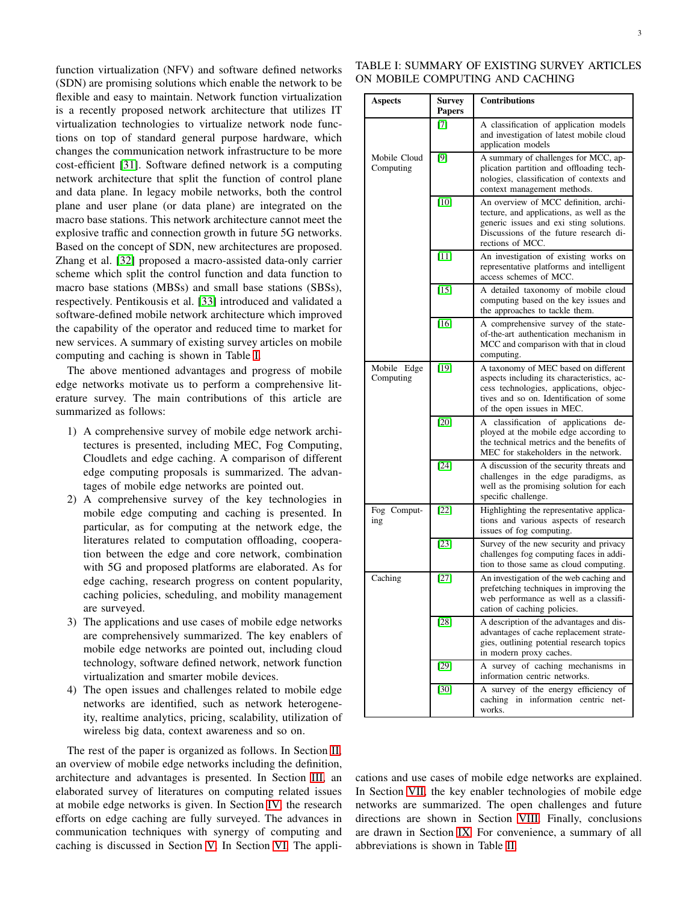function virtualization (NFV) and software defined networks (SDN) are promising solutions which enable the network to be flexible and easy to maintain. Network function virtualization is a recently proposed network architecture that utilizes IT virtualization technologies to virtualize network node functions on top of standard general purpose hardware, which changes the communication network infrastructure to be more cost-efficient [31]. Software defined network is a computing network architecture that split the function of control plane and data plane. In legacy mobile networks, both the control plane and user plane (or data plane) are integrated on the macro base stations. This network architecture cannot meet the explosive traffic and connection growth in future 5G networks. Based on the concept of SDN, new architectures are proposed. Zhang et al. [32] proposed a macro-assisted data-only carrier scheme which split the control function and data function to macro base stations (MBSs) and small base stations (SBSs), respectively. Pentikousis et al. [33] introduced and validated a software-defined mobile network architecture which improved the capability of the operator and reduced time to market for new services. A summary of existing survey articles on mobile computing and caching is shown in Table I.

The above mentioned advantages and progress of mobile edge networks motivate us to perform a comprehensive literature survey. The main contributions of this article are summarized as follows:

1) A comprehensive survey of mobile edge network architectures is presented, including MEC, Fog Computing, Cloudlets and edge caching. A comparison of different edge computing proposals is summarized. The advantages of mobile edge networks are pointed out.
2) A comprehensive survey of the key technologies in mobile edge computing and caching is presented. In particular, as for computing at the network edge, the literatures related to computation offloading, cooperation between the edge and core network, combination with 5G and proposed platforms are elaborated. As for edge caching, research progress on content popularity, caching policies, scheduling, and mobility management are surveyed.
3) The applications and use cases of mobile edge networks are comprehensively summarized. The key enablers of mobile edge networks are pointed out, including cloud technology, software defined network, network function virtualization and smarter mobile devices.
4) The open issues and challenges related to mobile edge networks are identified, such as network heterogeneity, realtime analytics, pricing, scalability, utilization of wireless big data, context awareness and so on.

The rest of the paper is organized as follows. In Section II, an overview of mobile edge networks including the definition, architecture and advantages is presented. In Section III, an elaborated survey of literatures on computing related issues at mobile edge networks is given. In Section IV, the research efforts on edge caching are fully surveyed. The advances in communication techniques with synergy of computing and caching is discussed in Section V. In Section VI, The applications and use cases of mobile edge networks are explained. In Section VII, the key enabler technologies of mobile edge networks are summarized. The open challenges and future directions are shown in Section VIII. Finally, conclusions are drawn in Section IX. For convenience, a summary of all abbreviations is shown in Table II.

TABLE I: SUMMARY OF EXISTING SURVEY ARTICLES ON MOBILE COMPUTING AND CACHING

| Aspects | Survey Papers | Contributions |
|---|---|---|
| Mobile Cloud Computing | [7] | A classification of application models and investigation of latest mobile cloud application models |
| | [9] | A summary of challenges for MCC, application partition and offloading technologies, classification of contexts and context management methods. |
| | [10] | An overview of MCC definition, architecture, and applications, as well as the generic issues and exi sting solutions. Discussions of the future research directions of MCC. |
| | [11] | An investigation of existing works on representative platforms and intelligent access schemes of MCC. |
| | [15] | A detailed taxonomy of mobile cloud computing based on the key issues and the approaches to tackle them. |
| | [16] | A comprehensive survey of the state-of-the-art authentication mechanism in MCC and comparison with that in cloud computing. |
| Mobile Edge Computing | [19] | A taxonomy of MEC based on different aspects including its characteristics, access technologies, applications, objectives and so on. Identification of some of the open issues in MEC. |
| | [20] | A classification of applications deployed at the mobile edge according to the technical metrics and the benefits of MEC for stakeholders in the network. |
| | [24] | A discussion of the security threats and challenges in the edge paradigms, as well as the promising solution for each specific challenge. |
| Fog Computing | [22] | Highlighting the representative applications and various aspects of research issues of fog computing. |
| | [23] | Survey of the new security and privacy challenges fog computing faces in addition to those same as cloud computing. |
| Caching | [27] | An investigation of the web caching and prefetching techniques in improving the web performance as well as a classification of caching policies. |
| | [28] | A description of the advantages and disadvantages of cache replacement strategies, outlining potential research topics in modern proxy caches. |
| | [29] | A survey of caching mechanisms in information centric networks. |
| | [30] | A survey of the energy efficiency of caching in information centric networks. |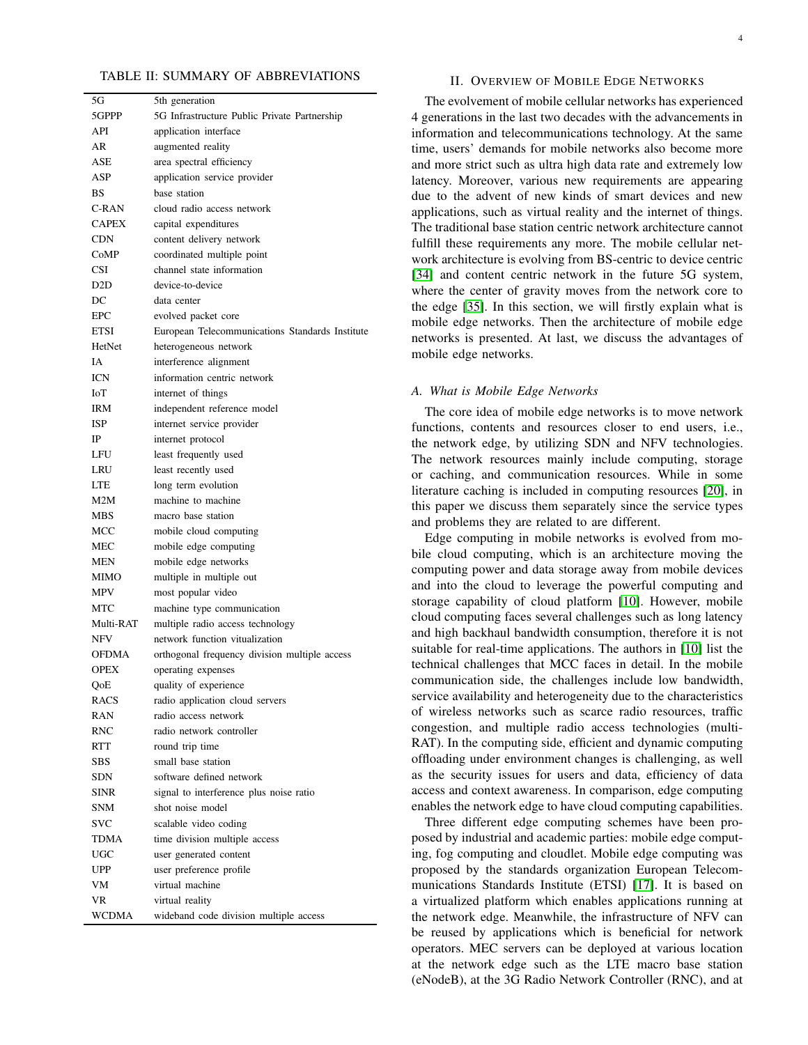TABLE II: SUMMARY OF ABBREVIATIONS

| | |
|---|---|
| 5G | 5th generation |
| 5GPPP | 5G Infrastructure Public Private Partnership |
| API | application interface |
| AR | augmented reality |
| ASE | area spectral efficiency |
| ASP | application service provider |
| BS | base station |
| C-RAN | cloud radio access network |
| CAPEX | capital expenditures |
| CDN | content delivery network |
| CoMP | coordinated multiple point |
| CSI | channel state information |
| D2D | device-to-device |
| DC | data center |
| EPC | evolved packet core |
| ETSI | European Telecommunications Standards Institute |
| HetNet | heterogeneous network |
| IA | interference alignment |
| ICN | information centric network |
| IoT | internet of things |
| IRM | independent reference model |
| ISP | internet service provider |
| IP | internet protocol |
| LFU | least frequently used |
| LRU | least recently used |
| LTE | long term evolution |
| M2M | machine to machine |
| MBS | macro base station |
| MCC | mobile cloud computing |
| MEC | mobile edge computing |
| MEN | mobile edge networks |
| MIMO | multiple in multiple out |
| MPV | most popular video |
| MTC | machine type communication |
| Multi-RAT | multiple radio access technology |
| NFV | network function vitualization |
| OFDMA | orthogonal frequency division multiple access |
| OPEX | operating expenses |
| QoE | quality of experience |
| RACS | radio application cloud servers |
| RAN | radio access network |
| RNC | radio network controller |
| RTT | round trip time |
| SBS | small base station |
| SDN | software defined network |
| SINR | signal to interference plus noise ratio |
| SNM | shot noise model |
| SVC | scalable video coding |
| TDMA | time division multiple access |
| UGC | user generated content |
| UPP | user preference profile |
| VM | virtual machine |
| VR | virtual reality |
| WCDMA | wideband code division multiple access |

## II. Overview of Mobile Edge Networks

The evolvement of mobile cellular networks has experienced 4 generations in the last two decades with the advancements in information and telecommunications technology. At the same time, users' demands for mobile networks also become more and more strict such as ultra high data rate and extremely low latency. Moreover, various new requirements are appearing due to the advent of new kinds of smart devices and new applications, such as virtual reality and the internet of things. The traditional base station centric network architecture cannot fulfill these requirements any more. The mobile cellular network architecture is evolving from BS-centric to device centric [34] and content centric network in the future 5G system, where the center of gravity moves from the network core to the edge [35]. In this section, we will firstly explain what is mobile edge networks. Then the architecture of mobile edge networks is presented. At last, we discuss the advantages of mobile edge networks.

### A. What is Mobile Edge Networks

The core idea of mobile edge networks is to move network functions, contents and resources closer to end users, i.e., the network edge, by utilizing SDN and NFV technologies. The network resources mainly include computing, storage or caching, and communication resources. While in some literature caching is included in computing resources [20], in this paper we discuss them separately since the service types and problems they are related to are different.

Edge computing in mobile networks is evolved from mobile cloud computing, which is an architecture moving the computing power and data storage away from mobile devices and into the cloud to leverage the powerful computing and storage capability of cloud platform [10]. However, mobile cloud computing faces several challenges such as long latency and high backhaul bandwidth consumption, therefore it is not suitable for real-time applications. The authors in [10] list the technical challenges that MCC faces in detail. In the mobile communication side, the challenges include low bandwidth, service availability and heterogeneity due to the characteristics of wireless networks such as scarce radio resources, traffic congestion, and multiple radio access technologies (multi-RAT). In the computing side, efficient and dynamic computing offloading under environment changes is challenging, as well as the security issues for users and data, efficiency of data access and context awareness. In comparison, edge computing enables the network edge to have cloud computing capabilities.

Three different edge computing schemes have been proposed by industrial and academic parties: mobile edge computing, fog computing and cloudlet. Mobile edge computing was proposed by the standards organization European Telecommunications Standards Institute (ETSI) [17]. It is based on a virtualized platform which enables applications running at the network edge. Meanwhile, the infrastructure of NFV can be reused by applications which is beneficial for network operators. MEC servers can be deployed at various location at the network edge such as the LTE macro base station (eNodeB), at the 3G Radio Network Controller (RNC), and at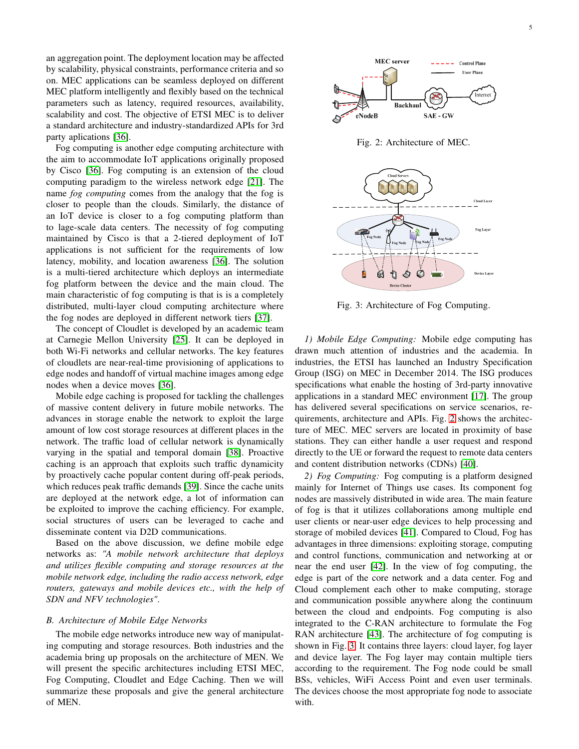an aggregation point. The deployment location may be affected by scalability, physical constraints, performance criteria and so on. MEC applications can be seamless deployed on different MEC platform intelligently and flexibly based on the technical parameters such as latency, required resources, availability, scalability and cost. The objective of ETSI MEC is to deliver a standard architecture and industry-standardized APIs for 3rd party aplications [36].

Fog computing is another edge computing architecture with the aim to accommodate IoT applications originally proposed by Cisco [36]. Fog computing is an extension of the cloud computing paradigm to the wireless network edge [21]. The name *fog computing* comes from the analogy that the fog is closer to people than the clouds. Similarly, the distance of an IoT device is closer to a fog computing platform than to lage-scale data centers. The necessity of fog computing maintained by Cisco is that a 2-tiered deployment of IoT applications is not sufficient for the requirements of low latency, mobility, and location awareness [36]. The solution is a multi-tiered architecture which deploys an intermediate fog platform between the device and the main cloud. The main characteristic of fog computing is that is is a completely distributed, multi-layer cloud computing architecture where the fog nodes are deployed in different network tiers [37].

The concept of Cloudlet is developed by an academic team at Carnegie Mellon University [25]. It can be deployed in both Wi-Fi networks and cellular networks. The key features of cloudlets are near-real-time provisioning of applications to edge nodes and handoff of virtual machine images among edge nodes when a device moves [36].

Mobile edge caching is proposed for tackling the challenges of massive content delivery in future mobile networks. The advances in storage enable the network to exploit the large amount of low cost storage resources at different places in the network. The traffic load of cellular network is dynamically varying in the spatial and temporal domain [38]. Proactive caching is an approach that exploits such traffic dynamicity by proactively cache popular content during off-peak periods, which reduces peak traffic demands [39]. Since the cache units are deployed at the network edge, a lot of information can be exploited to improve the caching efficiency. For example, social structures of users can be leveraged to cache and disseminate content via D2D communications.

Based on the above discussion, we define mobile edge networks as: *"A mobile network architecture that deploys and utilizes flexible computing and storage resources at the mobile network edge, including the radio access network, edge routers, gateways and mobile devices etc., with the help of SDN and NFV technologies"*.

### *B. Architecture of Mobile Edge Networks*

The mobile edge networks introduce new way of manipulating computing and storage resources. Both industries and the academia bring up proposals on the architecture of MEN. We will present the specific architectures including ETSI MEC, Fog Computing, Cloudlet and Edge Caching. Then we will summarize these proposals and give the general architecture of MEN.

Fig. 2: Architecture of MEC.

Fig. 3: Architecture of Fog Computing.

*1) Mobile Edge Computing:* Mobile edge computing has drawn much attention of industries and the academia. In industries, the ETSI has launched an Industry Specification Group (ISG) on MEC in December 2014. The ISG produces specifications what enable the hosting of 3rd-party innovative applications in a standard MEC environment [17]. The group has delivered several specifications on service scenarios, requirements, architecture and APIs. Fig. 2 shows the architecture of MEC. MEC servers are located in proximity of base stations. They can either handle a user request and respond directly to the UE or forward the request to remote data centers and content distribution networks (CDNs) [40].

*2) Fog Computing:* Fog computing is a platform designed mainly for Internet of Things use cases. Its component fog nodes are massively distributed in wide area. The main feature of fog is that it utilizes collaborations among multiple end user clients or near-user edge devices to help processing and storage of mobiled devices [41]. Compared to Cloud, Fog has advantages in three dimensions: exploiting storage, computing and control functions, communication and networking at or near the end user [42]. In the view of fog computing, the edge is part of the core network and a data center. Fog and Cloud complement each other to make computing, storage and communication possible anywhere along the continuum between the cloud and endpoints. Fog computing is also integrated to the C-RAN architecture to formulate the Fog RAN architecture [43]. The architecture of fog computing is shown in Fig. 3. It contains three layers: cloud layer, fog layer and device layer. The Fog layer may contain multiple tiers according to the requirement. The Fog node could be small BSs, vehicles, WiFi Access Point and even user terminals. The devices choose the most appropriate fog node to associate with.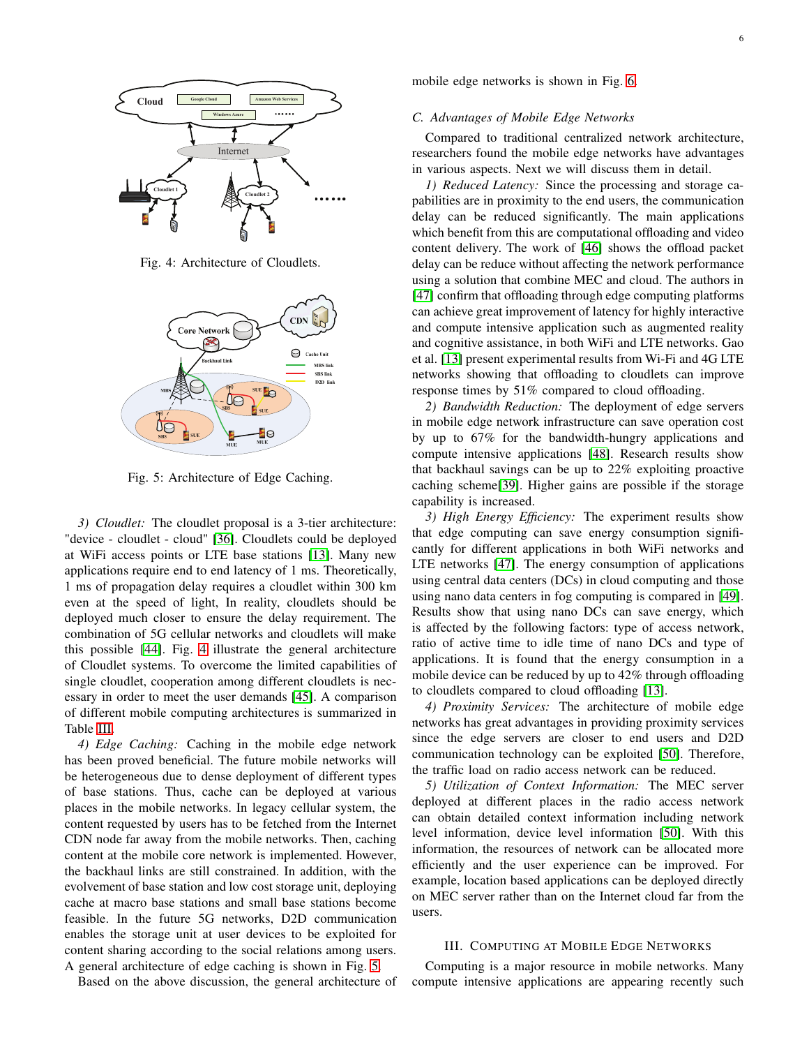Fig. 4: Architecture of Cloudlets.

Fig. 5: Architecture of Edge Caching.

*3) Cloudlet:* The cloudlet proposal is a 3-tier architecture: "device - cloudlet - cloud" [36]. Cloudlets could be deployed at WiFi access points or LTE base stations [13]. Many new applications require end to end latency of 1 ms. Theoretically, 1 ms of propagation delay requires a cloudlet within 300 km even at the speed of light, In reality, cloudlets should be deployed much closer to ensure the delay requirement. The combination of 5G cellular networks and cloudlets will make this possible [44]. Fig. 4 illustrate the general architecture of Cloudlet systems. To overcome the limited capabilities of single cloudlet, cooperation among different cloudlets is necessary in order to meet the user demands [45]. A comparison of different mobile computing architectures is summarized in Table III.

*4) Edge Caching:* Caching in the mobile edge network has been proved beneficial. The future mobile networks will be heterogeneous due to dense deployment of different types of base stations. Thus, cache can be deployed at various places in the mobile networks. In legacy cellular system, the content requested by users has to be fetched from the Internet CDN node far away from the mobile networks. Then, caching content at the mobile core network is implemented. However, the backhaul links are still constrained. In addition, with the evolvement of base station and low cost storage unit, deploying cache at macro base stations and small base stations become feasible. In the future 5G networks, D2D communication enables the storage unit at user devices to be exploited for content sharing according to the social relations among users. A general architecture of edge caching is shown in Fig. 5.

Based on the above discussion, the general architecture of mobile edge networks is shown in Fig. 6.

### C. Advantages of Mobile Edge Networks

Compared to traditional centralized network architecture, researchers found the mobile edge networks have advantages in various aspects. Next we will discuss them in detail.

*1) Reduced Latency:* Since the processing and storage capabilities are in proximity to the end users, the communication delay can be reduced significantly. The main applications which benefit from this are computational offloading and video content delivery. The work of [46] shows the offload packet delay can be reduce without affecting the network performance using a solution that combine MEC and cloud. The authors in [47] confirm that offloading through edge computing platforms can achieve great improvement of latency for highly interactive and compute intensive application such as augmented reality and cognitive assistance, in both WiFi and LTE networks. Gao et al. [13] present experimental results from Wi-Fi and 4G LTE networks showing that offloading to cloudlets can improve response times by 51% compared to cloud offloading.

*2) Bandwidth Reduction:* The deployment of edge servers in mobile edge network infrastructure can save operation cost by up to 67% for the bandwidth-hungry applications and compute intensive applications [48]. Research results show that backhaul savings can be up to 22% exploiting proactive caching scheme[39]. Higher gains are possible if the storage capability is increased.

*3) High Energy Efficiency:* The experiment results show that edge computing can save energy consumption significantly for different applications in both WiFi networks and LTE networks [47]. The energy consumption of applications using central data centers (DCs) in cloud computing and those using nano data centers in fog computing is compared in [49]. Results show that using nano DCs can save energy, which is affected by the following factors: type of access network, ratio of active time to idle time of nano DCs and type of applications. It is found that the energy consumption in a mobile device can be reduced by up to 42% through offloading to cloudlets compared to cloud offloading [13].

*4) Proximity Services:* The architecture of mobile edge networks has great advantages in providing proximity services since the edge servers are closer to end users and D2D communication technology can be exploited [50]. Therefore, the traffic load on radio access network can be reduced.

*5) Utilization of Context Information:* The MEC server deployed at different places in the radio access network can obtain detailed context information including network level information, device level information [50]. With this information, the resources of network can be allocated more efficiently and the user experience can be improved. For example, location based applications can be deployed directly on MEC server rather than on the Internet cloud far from the users.

## III. Computing at Mobile Edge Networks

Computing is a major resource in mobile networks. Many compute intensive applications are appearing recently such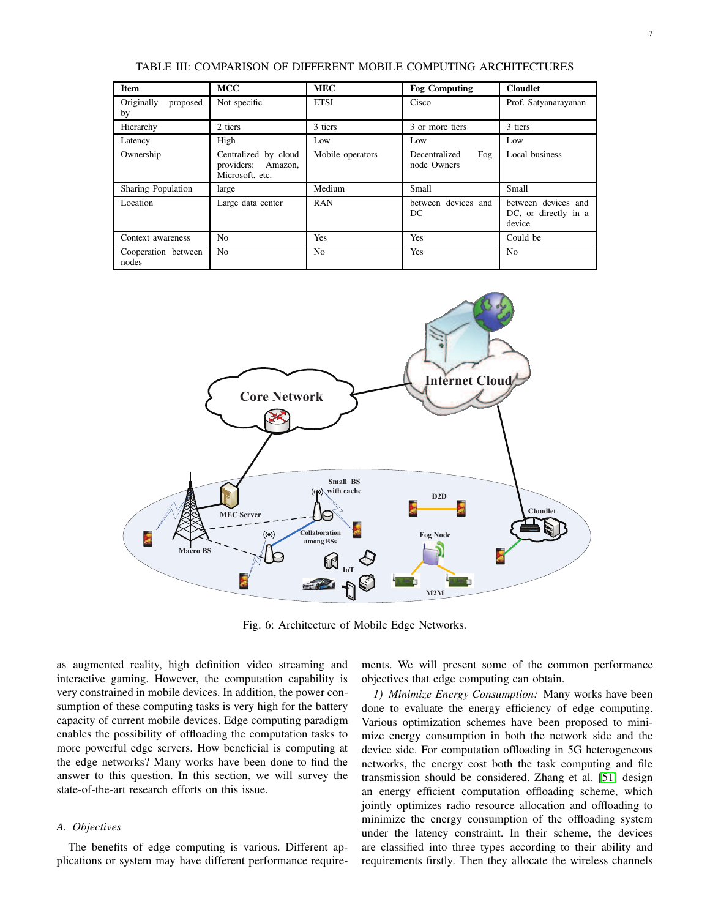TABLE III: COMPARISON OF DIFFERENT MOBILE COMPUTING ARCHITECTURES

| Item | MCC | MEC | Fog Computing | Cloudlet |
|---|---|---|---|---|
| Originally proposed by | Not specific | ETSI | Cisco | Prof. Satyanarayanan |
| Hierarchy | 2 tiers | 3 tiers | 3 or more tiers | 3 tiers |
| Latency | High | Low | Low | Low |
| Ownership | Centralized by cloud providers: Amazon, Microsoft, etc. | Mobile operators | Decentralized Fog node Owners | Local business |
| Sharing Population | large | Medium | Small | Small |
| Location | Large data center | RAN | between devices and DC | between devices and DC, or directly in a device |
| Context awareness | No | Yes | Yes | Could be |
| Cooperation between nodes | No | No | Yes | No |

Fig. 6: Architecture of Mobile Edge Networks.

as augmented reality, high definition video streaming and interactive gaming. However, the computation capability is very constrained in mobile devices. In addition, the power consumption of these computing tasks is very high for the battery capacity of current mobile devices. Edge computing paradigm enables the possibility of offloading the computation tasks to more powerful edge servers. How beneficial is computing at the edge networks? Many works have been done to find the answer to this question. In this section, we will survey the state-of-the-art research efforts on this issue.

### A. Objectives

The benefits of edge computing is various. Different applications or system may have different performance requirements. We will present some of the common performance objectives that edge computing can obtain.

*1) Minimize Energy Consumption:* Many works have been done to evaluate the energy efficiency of edge computing. Various optimization schemes have been proposed to minimize energy consumption in both the network side and the device side. For computation offloading in 5G heterogeneous networks, the energy cost both the task computing and file transmission should be considered. Zhang et al. [51] design an energy efficient computation offloading scheme, which jointly optimizes radio resource allocation and offloading to minimize the energy consumption of the offloading system under the latency constraint. In their scheme, the devices are classified into three types according to their ability and requirements firstly. Then they allocate the wireless channels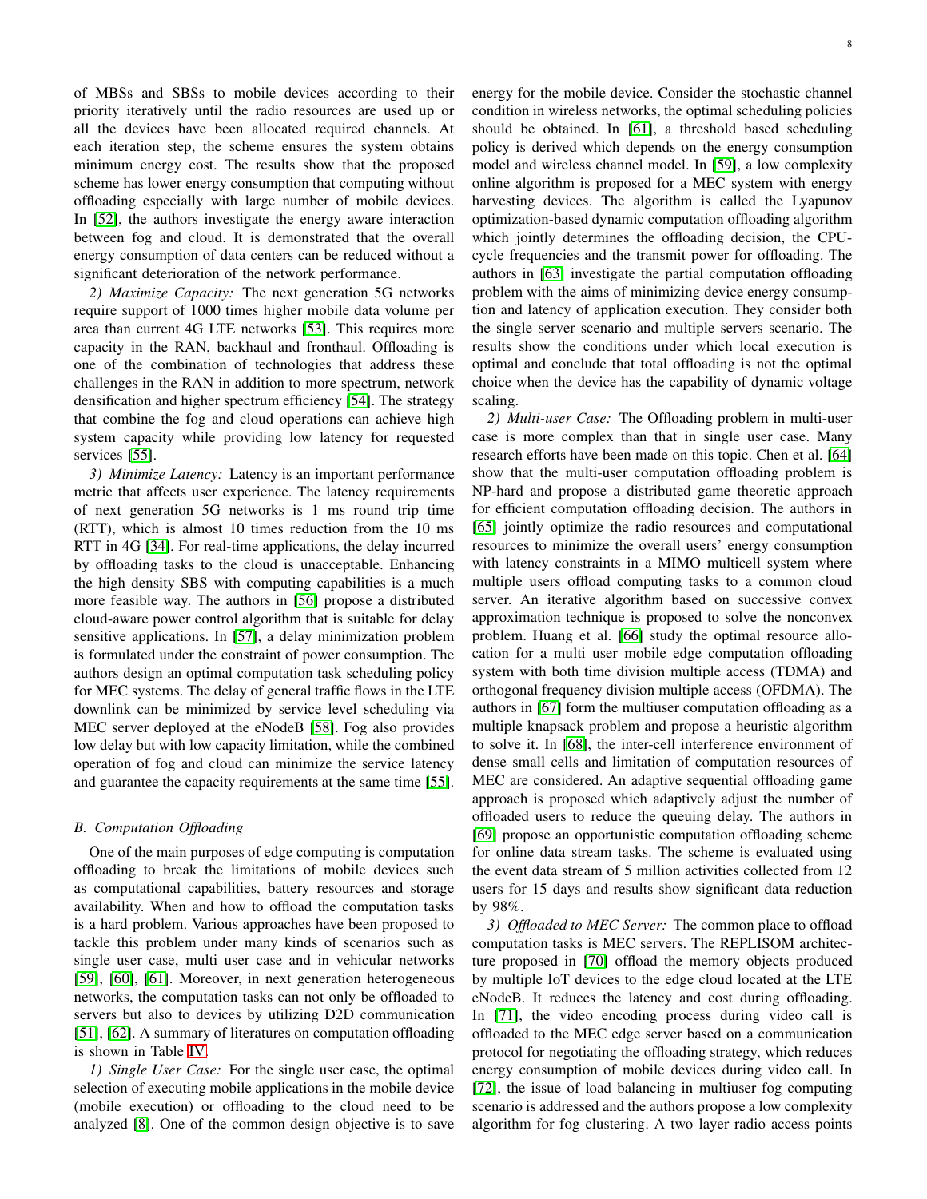of MBSs and SBSs to mobile devices according to their priority iteratively until the radio resources are used up or all the devices have been allocated required channels. At each iteration step, the scheme ensures the system obtains minimum energy cost. The results show that the proposed scheme has lower energy consumption that computing without offloading especially with large number of mobile devices. In [52], the authors investigate the energy aware interaction between fog and cloud. It is demonstrated that the overall energy consumption of data centers can be reduced without a significant deterioration of the network performance.

*2) Maximize Capacity:* The next generation 5G networks require support of 1000 times higher mobile data volume per area than current 4G LTE networks [53]. This requires more capacity in the RAN, backhaul and fronthaul. Offloading is one of the combination of technologies that address these challenges in the RAN in addition to more spectrum, network densification and higher spectrum efficiency [54]. The strategy that combine the fog and cloud operations can achieve high system capacity while providing low latency for requested services [55].

*3) Minimize Latency:* Latency is an important performance metric that affects user experience. The latency requirements of next generation 5G networks is 1 ms round trip time (RTT), which is almost 10 times reduction from the 10 ms RTT in 4G [34]. For real-time applications, the delay incurred by offloading tasks to the cloud is unacceptable. Enhancing the high density SBS with computing capabilities is a much more feasible way. The authors in [56] propose a distributed cloud-aware power control algorithm that is suitable for delay sensitive applications. In [57], a delay minimization problem is formulated under the constraint of power consumption. The authors design an optimal computation task scheduling policy for MEC systems. The delay of general traffic flows in the LTE downlink can be minimized by service level scheduling via MEC server deployed at the eNodeB [58]. Fog also provides low delay but with low capacity limitation, while the combined operation of fog and cloud can minimize the service latency and guarantee the capacity requirements at the same time [55].

### *B. Computation Offloading*

One of the main purposes of edge computing is computation offloading to break the limitations of mobile devices such as computational capabilities, battery resources and storage availability. When and how to offload the computation tasks is a hard problem. Various approaches have been proposed to tackle this problem under many kinds of scenarios such as single user case, multi user case and in vehicular networks [59], [60], [61]. Moreover, in next generation heterogeneous networks, the computation tasks can not only be offloaded to servers but also to devices by utilizing D2D communication [51], [62]. A summary of literatures on computation offloading is shown in Table IV.

*1) Single User Case:* For the single user case, the optimal selection of executing mobile applications in the mobile device (mobile execution) or offloading to the cloud need to be analyzed [8]. One of the common design objective is to save energy for the mobile device. Consider the stochastic channel condition in wireless networks, the optimal scheduling policies should be obtained. In [61], a threshold based scheduling policy is derived which depends on the energy consumption model and wireless channel model. In [59], a low complexity online algorithm is proposed for a MEC system with energy harvesting devices. The algorithm is called the Lyapunov optimization-based dynamic computation offloading algorithm which jointly determines the offloading decision, the CPU-cycle frequencies and the transmit power for offloading. The authors in [63] investigate the partial computation offloading problem with the aims of minimizing device energy consumption and latency of application execution. They consider both the single server scenario and multiple servers scenario. The results show the conditions under which local execution is optimal and conclude that total offloading is not the optimal choice when the device has the capability of dynamic voltage scaling.

*2) Multi-user Case:* The Offloading problem in multi-user case is more complex than that in single user case. Many research efforts have been made on this topic. Chen et al. [64] show that the multi-user computation offloading problem is NP-hard and propose a distributed game theoretic approach for efficient computation offloading decision. The authors in [65] jointly optimize the radio resources and computational resources to minimize the overall users' energy consumption with latency constraints in a MIMO multicell system where multiple users offload computing tasks to a common cloud server. An iterative algorithm based on successive convex approximation technique is proposed to solve the nonconvex problem. Huang et al. [66] study the optimal resource allocation for a multi user mobile edge computation offloading system with both time division multiple access (TDMA) and orthogonal frequency division multiple access (OFDMA). The authors in [67] form the multiuser computation offloading as a multiple knapsack problem and propose a heuristic algorithm to solve it. In [68], the inter-cell interference environment of dense small cells and limitation of computation resources of MEC are considered. An adaptive sequential offloading game approach is proposed which adaptively adjust the number of offloaded users to reduce the queuing delay. The authors in [69] propose an opportunistic computation offloading scheme for online data stream tasks. The scheme is evaluated using the event data stream of 5 million activities collected from 12 users for 15 days and results show significant data reduction by 98%.

*3) Offloaded to MEC Server:* The common place to offload computation tasks is MEC servers. The REPLISOM architecture proposed in [70] offload the memory objects produced by multiple IoT devices to the edge cloud located at the LTE eNodeB. It reduces the latency and cost during offloading. In [71], the video encoding process during video call is offloaded to the MEC edge server based on a communication protocol for negotiating the offloading strategy, which reduces energy consumption of mobile devices during video call. In [72], the issue of load balancing in multiuser fog computing scenario is addressed and the authors propose a low complexity algorithm for fog clustering. A two layer radio access points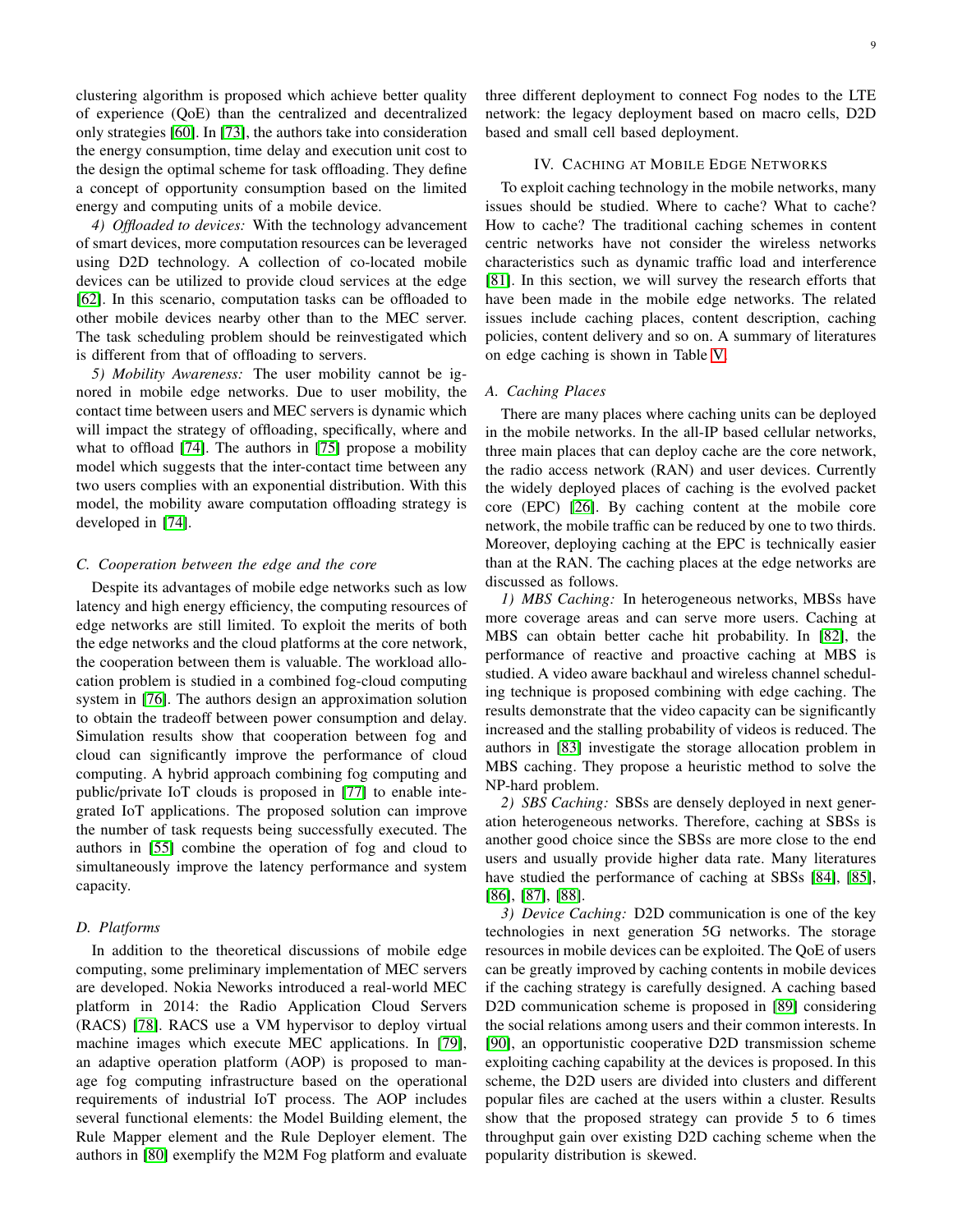clustering algorithm is proposed which achieve better quality of experience (QoE) than the centralized and decentralized only strategies [60]. In [73], the authors take into consideration the energy consumption, time delay and execution unit cost to the design the optimal scheme for task offloading. They define a concept of opportunity consumption based on the limited energy and computing units of a mobile device.

*4) Offloaded to devices:* With the technology advancement of smart devices, more computation resources can be leveraged using D2D technology. A collection of co-located mobile devices can be utilized to provide cloud services at the edge [62]. In this scenario, computation tasks can be offloaded to other mobile devices nearby other than to the MEC server. The task scheduling problem should be reinvestigated which is different from that of offloading to servers.

*5) Mobility Awareness:* The user mobility cannot be ignored in mobile edge networks. Due to user mobility, the contact time between users and MEC servers is dynamic which will impact the strategy of offloading, specifically, where and what to offload [74]. The authors in [75] propose a mobility model which suggests that the inter-contact time between any two users complies with an exponential distribution. With this model, the mobility aware computation offloading strategy is developed in [74].

### C. Cooperation between the edge and the core

Despite its advantages of mobile edge networks such as low latency and high energy efficiency, the computing resources of edge networks are still limited. To exploit the merits of both the edge networks and the cloud platforms at the core network, the cooperation between them is valuable. The workload allocation problem is studied in a combined fog-cloud computing system in [76]. The authors design an approximation solution to obtain the tradeoff between power consumption and delay. Simulation results show that cooperation between fog and cloud can significantly improve the performance of cloud computing. A hybrid approach combining fog computing and public/private IoT clouds is proposed in [77] to enable integrated IoT applications. The proposed solution can improve the number of task requests being successfully executed. The authors in [55] combine the operation of fog and cloud to simultaneously improve the latency performance and system capacity.

### D. Platforms

In addition to the theoretical discussions of mobile edge computing, some preliminary implementation of MEC servers are developed. Nokia Neworks introduced a real-world MEC platform in 2014: the Radio Application Cloud Servers (RACS) [78]. RACS use a VM hypervisor to deploy virtual machine images which execute MEC applications. In [79], an adaptive operation platform (AOP) is proposed to manage fog computing infrastructure based on the operational requirements of industrial IoT process. The AOP includes several functional elements: the Model Building element, the Rule Mapper element and the Rule Deployer element. The authors in [80] exemplify the M2M Fog platform and evaluate three different deployment to connect Fog nodes to the LTE network: the legacy deployment based on macro cells, D2D based and small cell based deployment.

## IV. Caching at Mobile Edge Networks

To exploit caching technology in the mobile networks, many issues should be studied. Where to cache? What to cache? How to cache? The traditional caching schemes in content centric networks have not consider the wireless networks characteristics such as dynamic traffic load and interference [81]. In this section, we will survey the research efforts that have been made in the mobile edge networks. The related issues include caching places, content description, caching policies, content delivery and so on. A summary of literatures on edge caching is shown in Table V.

### A. Caching Places

There are many places where caching units can be deployed in the mobile networks. In the all-IP based cellular networks, three main places that can deploy cache are the core network, the radio access network (RAN) and user devices. Currently the widely deployed places of caching is the evolved packet core (EPC) [26]. By caching content at the mobile core network, the mobile traffic can be reduced by one to two thirds. Moreover, deploying caching at the EPC is technically easier than at the RAN. The caching places at the edge networks are discussed as follows.

*1) MBS Caching:* In heterogeneous networks, MBSs have more coverage areas and can serve more users. Caching at MBS can obtain better cache hit probability. In [82], the performance of reactive and proactive caching at MBS is studied. A video aware backhaul and wireless channel scheduling technique is proposed combining with edge caching. The results demonstrate that the video capacity can be significantly increased and the stalling probability of videos is reduced. The authors in [83] investigate the storage allocation problem in MBS caching. They propose a heuristic method to solve the NP-hard problem.

*2) SBS Caching:* SBSs are densely deployed in next generation heterogeneous networks. Therefore, caching at SBSs is another good choice since the SBSs are more close to the end users and usually provide higher data rate. Many literatures have studied the performance of caching at SBSs [84], [85], [86], [87], [88].

*3) Device Caching:* D2D communication is one of the key technologies in next generation 5G networks. The storage resources in mobile devices can be exploited. The QoE of users can be greatly improved by caching contents in mobile devices if the caching strategy is carefully designed. A caching based D2D communication scheme is proposed in [89] considering the social relations among users and their common interests. In [90], an opportunistic cooperative D2D transmission scheme exploiting caching capability at the devices is proposed. In this scheme, the D2D users are divided into clusters and different popular files are cached at the users within a cluster. Results show that the proposed strategy can provide 5 to 6 times throughput gain over existing D2D caching scheme when the popularity distribution is skewed.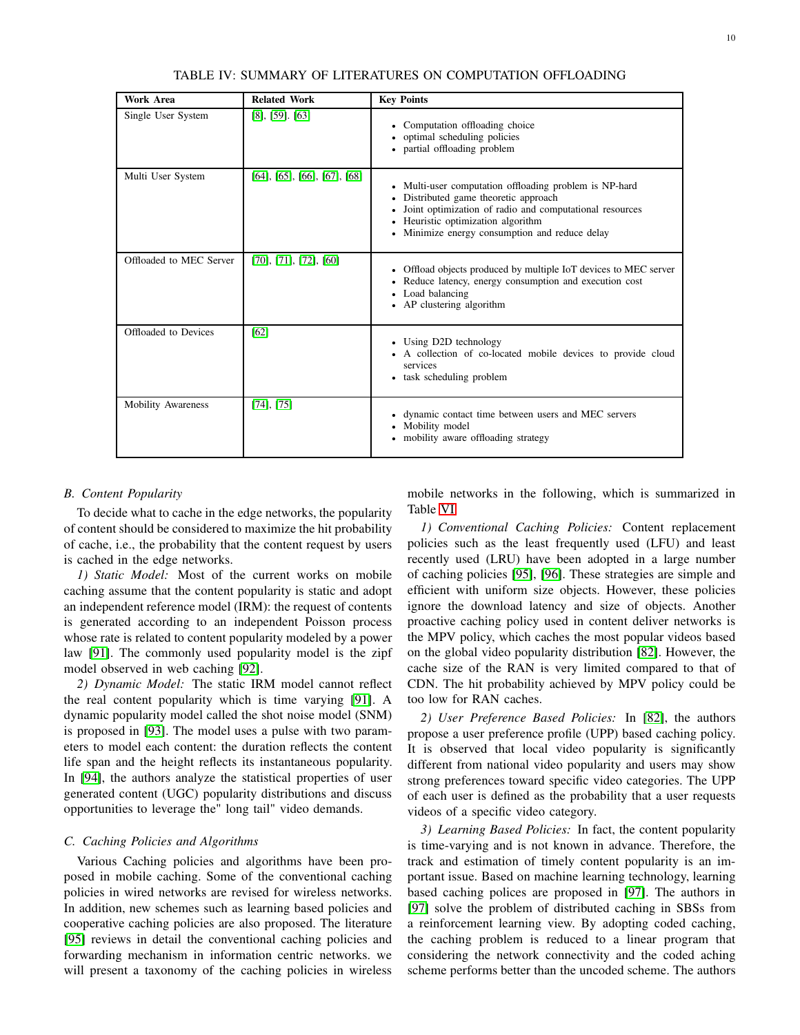TABLE IV: SUMMARY OF LITERATURES ON COMPUTATION OFFLOADING

| Work Area | Related Work | Key Points |
|---|---|---|
| Single User System | [8], [59]. [63] | • Computation offloading choice<br>• optimal scheduling policies<br>• partial offloading problem |
| Multi User System | [64], [65], [66], [67], [68] | • Multi-user computation offloading problem is NP-hard<br>• Distributed game theoretic approach<br>• Joint optimization of radio and computational resources<br>• Heuristic optimization algorithm<br>• Minimize energy consumption and reduce delay |
| Offloaded to MEC Server | [70], [71], [72], [60] | • Offload objects produced by multiple IoT devices to MEC server<br>• Reduce latency, energy consumption and execution cost<br>• Load balancing<br>• AP clustering algorithm |
| Offloaded to Devices | [62] | • Using D2D technology<br>• A collection of co-located mobile devices to provide cloud services<br>• task scheduling problem |
| Mobility Awareness | [74], [75] | • dynamic contact time between users and MEC servers<br>• Mobility model<br>• mobility aware offloading strategy |

### B. Content Popularity

To decide what to cache in the edge networks, the popularity of content should be considered to maximize the hit probability of cache, i.e., the probability that the content request by users is cached in the edge networks.

*1) Static Model:* Most of the current works on mobile caching assume that the content popularity is static and adopt an independent reference model (IRM): the request of contents is generated according to an independent Poisson process whose rate is related to content popularity modeled by a power law [91]. The commonly used popularity model is the zipf model observed in web caching [92].

*2) Dynamic Model:* The static IRM model cannot reflect the real content popularity which is time varying [91]. A dynamic popularity model called the shot noise model (SNM) is proposed in [93]. The model uses a pulse with two parameters to model each content: the duration reflects the content life span and the height reflects its instantaneous popularity. In [94], the authors analyze the statistical properties of user generated content (UGC) popularity distributions and discuss opportunities to leverage the" long tail" video demands.

### C. Caching Policies and Algorithms

Various Caching policies and algorithms have been proposed in mobile caching. Some of the conventional caching policies in wired networks are revised for wireless networks. In addition, new schemes such as learning based policies and cooperative caching policies are also proposed. The literature [95] reviews in detail the conventional caching policies and forwarding mechanism in information centric networks. we will present a taxonomy of the caching policies in wireless mobile networks in the following, which is summarized in Table VI.

*1) Conventional Caching Policies:* Content replacement policies such as the least frequently used (LFU) and least recently used (LRU) have been adopted in a large number of caching policies [95], [96]. These strategies are simple and efficient with uniform size objects. However, these policies ignore the download latency and size of objects. Another proactive caching policy used in content deliver networks is the MPV policy, which caches the most popular videos based on the global video popularity distribution [82]. However, the cache size of the RAN is very limited compared to that of CDN. The hit probability achieved by MPV policy could be too low for RAN caches.

*2) User Preference Based Policies:* In [82], the authors propose a user preference profile (UPP) based caching policy. It is observed that local video popularity is significantly different from national video popularity and users may show strong preferences toward specific video categories. The UPP of each user is defined as the probability that a user requests videos of a specific video category.

*3) Learning Based Policies:* In fact, the content popularity is time-varying and is not known in advance. Therefore, the track and estimation of timely content popularity is an important issue. Based on machine learning technology, learning based caching polices are proposed in [97]. The authors in [97] solve the problem of distributed caching in SBSs from a reinforcement learning view. By adopting coded caching, the caching problem is reduced to a linear program that considering the network connectivity and the coded aching scheme performs better than the uncoded scheme. The authors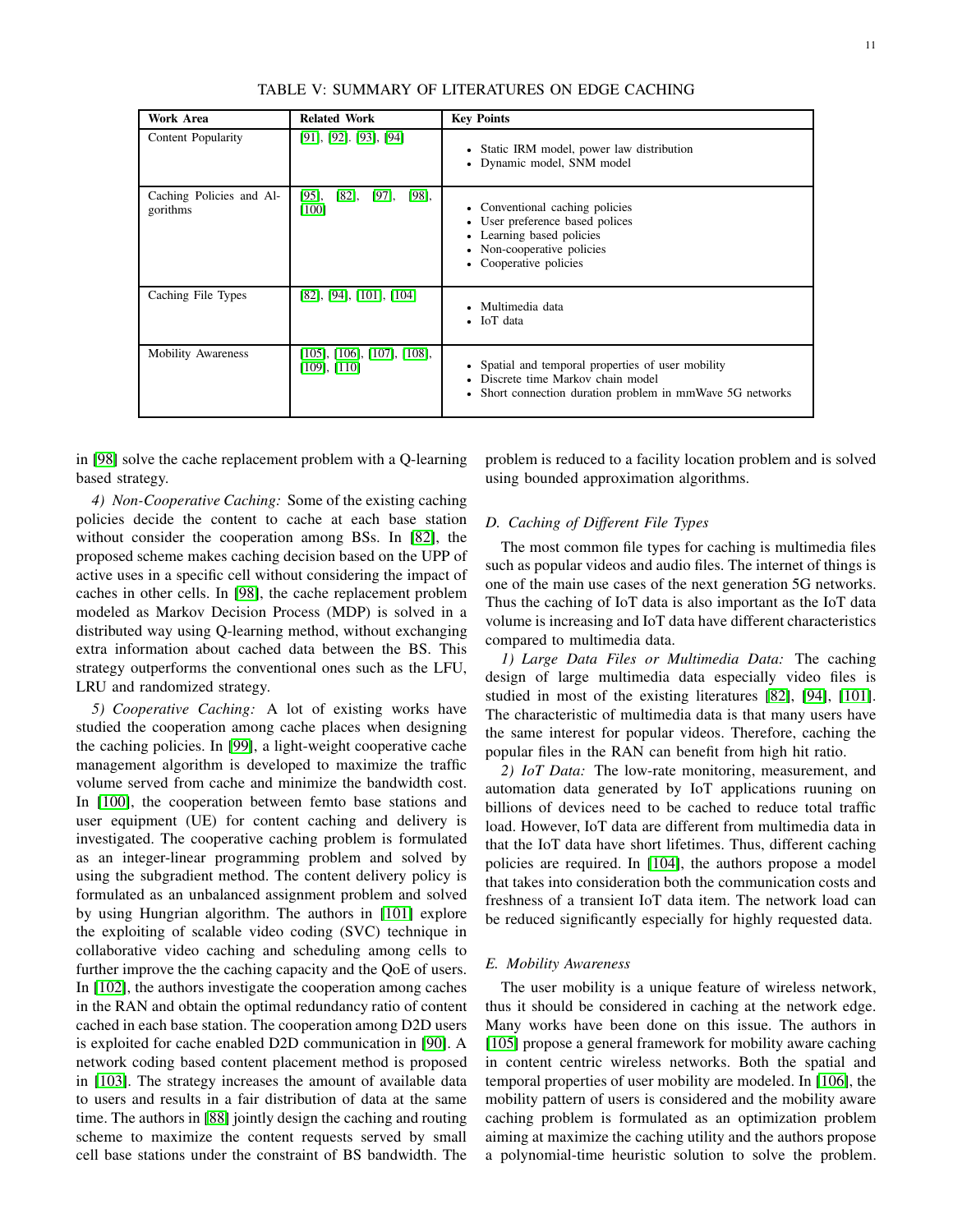TABLE V: SUMMARY OF LITERATURES ON EDGE CACHING

| Work Area | Related Work | Key Points |
|---|---|---|
| Content Popularity | [91], [92]. [93], [94] | • Static IRM model, power law distribution<br>• Dynamic model, SNM model |
| Caching Policies and Algorithms | [95], [82], [97], [98], [100] | • Conventional caching policies<br>• User preference based polices<br>• Learning based policies<br>• Non-cooperative policies<br>• Cooperative policies |
| Caching File Types | [82], [94], [101], [104] | • Multimedia data<br>• IoT data |
| Mobility Awareness | [105], [106], [107], [108], [109], [110] | • Spatial and temporal properties of user mobility<br>• Discrete time Markov chain model<br>• Short connection duration problem in mmWave 5G networks |

in [98] solve the cache replacement problem with a Q-learning based strategy.

*4) Non-Cooperative Caching:* Some of the existing caching policies decide the content to cache at each base station without consider the cooperation among BSs. In [82], the proposed scheme makes caching decision based on the UPP of active uses in a specific cell without considering the impact of caches in other cells. In [98], the cache replacement problem modeled as Markov Decision Process (MDP) is solved in a distributed way using Q-learning method, without exchanging extra information about cached data between the BS. This strategy outperforms the conventional ones such as the LFU, LRU and randomized strategy.

*5) Cooperative Caching:* A lot of existing works have studied the cooperation among cache places when designing the caching policies. In [99], a light-weight cooperative cache management algorithm is developed to maximize the traffic volume served from cache and minimize the bandwidth cost. In [100], the cooperation between femto base stations and user equipment (UE) for content caching and delivery is investigated. The cooperative caching problem is formulated as an integer-linear programming problem and solved by using the subgradient method. The content delivery policy is formulated as an unbalanced assignment problem and solved by using Hungrian algorithm. The authors in [101] explore the exploiting of scalable video coding (SVC) technique in collaborative video caching and scheduling among cells to further improve the the caching capacity and the QoE of users. In [102], the authors investigate the cooperation among caches in the RAN and obtain the optimal redundancy ratio of content cached in each base station. The cooperation among D2D users is exploited for cache enabled D2D communication in [90]. A network coding based content placement method is proposed in [103]. The strategy increases the amount of available data to users and results in a fair distribution of data at the same time. The authors in [88] jointly design the caching and routing scheme to maximize the content requests served by small cell base stations under the constraint of BS bandwidth. The problem is reduced to a facility location problem and is solved using bounded approximation algorithms.

### D. Caching of Different File Types

The most common file types for caching is multimedia files such as popular videos and audio files. The internet of things is one of the main use cases of the next generation 5G networks. Thus the caching of IoT data is also important as the IoT data volume is increasing and IoT data have different characteristics compared to multimedia data.

*1) Large Data Files or Multimedia Data:* The caching design of large multimedia data especially video files is studied in most of the existing literatures [82], [94], [101]. The characteristic of multimedia data is that many users have the same interest for popular videos. Therefore, caching the popular files in the RAN can benefit from high hit ratio.

*2) IoT Data:* The low-rate monitoring, measurement, and automation data generated by IoT applications ruuning on billions of devices need to be cached to reduce total traffic load. However, IoT data are different from multimedia data in that the IoT data have short lifetimes. Thus, different caching policies are required. In [104], the authors propose a model that takes into consideration both the communication costs and freshness of a transient IoT data item. The network load can be reduced significantly especially for highly requested data.

### E. Mobility Awareness

The user mobility is a unique feature of wireless network, thus it should be considered in caching at the network edge. Many works have been done on this issue. The authors in [105] propose a general framework for mobility aware caching in content centric wireless networks. Both the spatial and temporal properties of user mobility are modeled. In [106], the mobility pattern of users is considered and the mobility aware caching problem is formulated as an optimization problem aiming at maximize the caching utility and the authors propose a polynomial-time heuristic solution to solve the problem.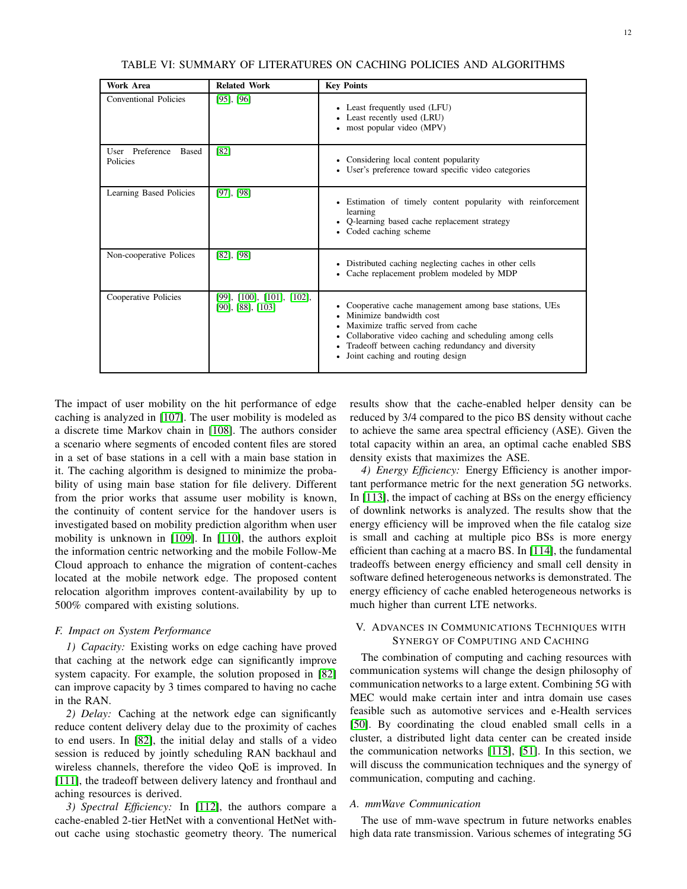TABLE VI: SUMMARY OF LITERATURES ON CACHING POLICIES AND ALGORITHMS

| Work Area | Related Work | Key Points |
|---|---|---|
| Conventional Policies | [95], [96] | • Least frequently used (LFU)<br>• Least recently used (LRU)<br>• most popular video (MPV) |
| User Preference Based Policies | [82] | • Considering local content popularity<br>• User's preference toward specific video categories |
| Learning Based Policies | [97], [98] | • Estimation of timely content popularity with reinforcement learning<br>• Q-learning based cache replacement strategy<br>• Coded caching scheme |
| Non-cooperative Polices | [82], [98] | • Distributed caching neglecting caches in other cells<br>• Cache replacement problem modeled by MDP |
| Cooperative Policies | [99], [100], [101], [102], [90], [88], [103] | • Cooperative cache management among base stations, UEs<br>• Minimize bandwidth cost<br>• Maximize traffic served from cache<br>• Collaborative video caching and scheduling among cells<br>• Tradeoff between caching redundancy and diversity<br>• Joint caching and routing design |

The impact of user mobility on the hit performance of edge caching is analyzed in [107]. The user mobility is modeled as a discrete time Markov chain in [108]. The authors consider a scenario where segments of encoded content files are stored in a set of base stations in a cell with a main base station in it. The caching algorithm is designed to minimize the probability of using main base station for file delivery. Different from the prior works that assume user mobility is known, the continuity of content service for the handover users is investigated based on mobility prediction algorithm when user mobility is unknown in [109]. In [110], the authors exploit the information centric networking and the mobile Follow-Me Cloud approach to enhance the migration of content-caches located at the mobile network edge. The proposed content relocation algorithm improves content-availability by up to 500% compared with existing solutions.

### F. Impact on System Performance

*1) Capacity:* Existing works on edge caching have proved that caching at the network edge can significantly improve system capacity. For example, the solution proposed in [82] can improve capacity by 3 times compared to having no cache in the RAN.

*2) Delay:* Caching at the network edge can significantly reduce content delivery delay due to the proximity of caches to end users. In [82], the initial delay and stalls of a video session is reduced by jointly scheduling RAN backhaul and wireless channels, therefore the video QoE is improved. In [111], the tradeoff between delivery latency and fronthaul and aching resources is derived.

*3) Spectral Efficiency:* In [112], the authors compare a cache-enabled 2-tier HetNet with a conventional HetNet without cache using stochastic geometry theory. The numerical results show that the cache-enabled helper density can be reduced by 3/4 compared to the pico BS density without cache to achieve the same area spectral efficiency (ASE). Given the total capacity within an area, an optimal cache enabled SBS density exists that maximizes the ASE.

*4) Energy Efficiency:* Energy Efficiency is another important performance metric for the next generation 5G networks. In [113], the impact of caching at BSs on the energy efficiency of downlink networks is analyzed. The results show that the energy efficiency will be improved when the file catalog size is small and caching at multiple pico BSs is more energy efficient than caching at a macro BS. In [114], the fundamental tradeoffs between energy efficiency and small cell density in software defined heterogeneous networks is demonstrated. The energy efficiency of cache enabled heterogeneous networks is much higher than current LTE networks.

## V. Advances in Communications Techniques with Synergy of Computing and Caching

The combination of computing and caching resources with communication systems will change the design philosophy of communication networks to a large extent. Combining 5G with MEC would make certain inter and intra domain use cases feasible such as automotive services and e-Health services [50]. By coordinating the cloud enabled small cells in a cluster, a distributed light data center can be created inside the communication networks [115], [51]. In this section, we will discuss the communication techniques and the synergy of communication, computing and caching.

### A. mmWave Communication

The use of mm-wave spectrum in future networks enables high data rate transmission. Various schemes of integrating 5G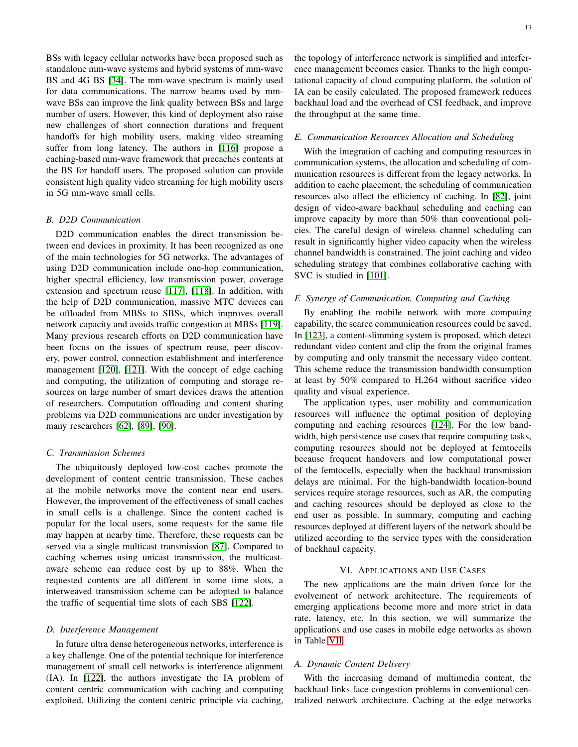BSs with legacy cellular networks have been proposed such as standalone mm-wave systems and hybrid systems of mm-wave BS and 4G BS [34]. The mm-wave spectrum is mainly used for data communications. The narrow beams used by mm-wave BSs can improve the link quality between BSs and large number of users. However, this kind of deployment also raise new challenges of short connection durations and frequent handoffs for high mobility users, making video streaming suffer from long latency. The authors in [116] propose a caching-based mm-wave framework that precaches contents at the BS for handoff users. The proposed solution can provide consistent high quality video streaming for high mobility users in 5G mm-wave small cells.

### *B. D2D Communication*

D2D communication enables the direct transmission between end devices in proximity. It has been recognized as one of the main technologies for 5G networks. The advantages of using D2D communication include one-hop communication, higher spectral efficiency, low transmission power, coverage extension and spectrum reuse [117], [118]. In addition, with the help of D2D communication, massive MTC devices can be offloaded from MBSs to SBSs, which improves overall network capacity and avoids traffic congestion at MBSs [119]. Many previous research efforts on D2D communication have been focus on the issues of spectrum reuse, peer discovery, power control, connection establishment and interference management [120], [121]. With the concept of edge caching and computing, the utilization of computing and storage resources on large number of smart devices draws the attention of researchers. Computation offloading and content sharing problems via D2D communications are under investigation by many researchers [62], [89], [90].

### *C. Transmission Schemes*

The ubiquitously deployed low-cost caches promote the development of content centric transmission. These caches at the mobile networks move the content near end users. However, the improvement of the effectiveness of small caches in small cells is a challenge. Since the content cached is popular for the local users, some requests for the same file may happen at nearby time. Therefore, these requests can be served via a single multicast transmission [87]. Compared to caching schemes using unicast transmission, the multicast-aware scheme can reduce cost by up to 88%. When the requested contents are all different in some time slots, a interweaved transmission scheme can be adopted to balance the traffic of sequential time slots of each SBS [122].

### *D. Interference Management*

In future ultra dense heterogeneous networks, interference is a key challenge. One of the potential technique for interference management of small cell networks is interference alignment (IA). In [122], the authors investigate the IA problem of content centric communication with caching and computing exploited. Utilizing the content centric principle via caching, the topology of interference network is simplified and interference management becomes easier. Thanks to the high computational capacity of cloud computing platform, the solution of IA can be easily calculated. The proposed framework reduces backhaul load and the overhead of CSI feedback, and improve the throughput at the same time.

### *E. Communication Resources Allocation and Scheduling*

With the integration of caching and computing resources in communication systems, the allocation and scheduling of communication resources is different from the legacy networks. In addition to cache placement, the scheduling of communication resources also affect the efficiency of caching. In [82], joint design of video-aware backhaul scheduling and caching can improve capacity by more than 50% than conventional policies. The careful design of wireless channel scheduling can result in significantly higher video capacity when the wireless channel bandwidth is constrained. The joint caching and video scheduling strategy that combines collaborative caching with SVC is studied in [101].

### *F. Synergy of Communication, Computing and Caching*

By enabling the mobile network with more computing capability, the scarce communication resources could be saved. In [123], a content-slimming system is proposed, which detect redundant video content and clip the from the original frames by computing and only transmit the necessary video content. This scheme reduce the transmission bandwidth consumption at least by 50% compared to H.264 without sacrifice video quality and visual experience.

The application types, user mobility and communication resources will influence the optimal position of deploying computing and caching resources [124]. For the low bandwidth, high persistence use cases that require computing tasks, computing resources should not be deployed at femtocells because frequent handovers and low computational power of the femtocells, especially when the backhaul transmission delays are minimal. For the high-bandwidth location-bound services require storage resources, such as AR, the computing and caching resources should be deployed as close to the end user as possible. In summary, computing and caching resources deployed at different layers of the network should be utilized according to the service types with the consideration of backhaul capacity.

## VI. Applications and Use Cases

The new applications are the main driven force for the evolvement of network architecture. The requirements of emerging applications become more and more strict in data rate, latency, etc. In this section, we will summarize the applications and use cases in mobile edge networks as shown in Table VII.

### *A. Dynamic Content Delivery*

With the increasing demand of multimedia content, the backhaul links face congestion problems in conventional centralized network architecture. Caching at the edge networks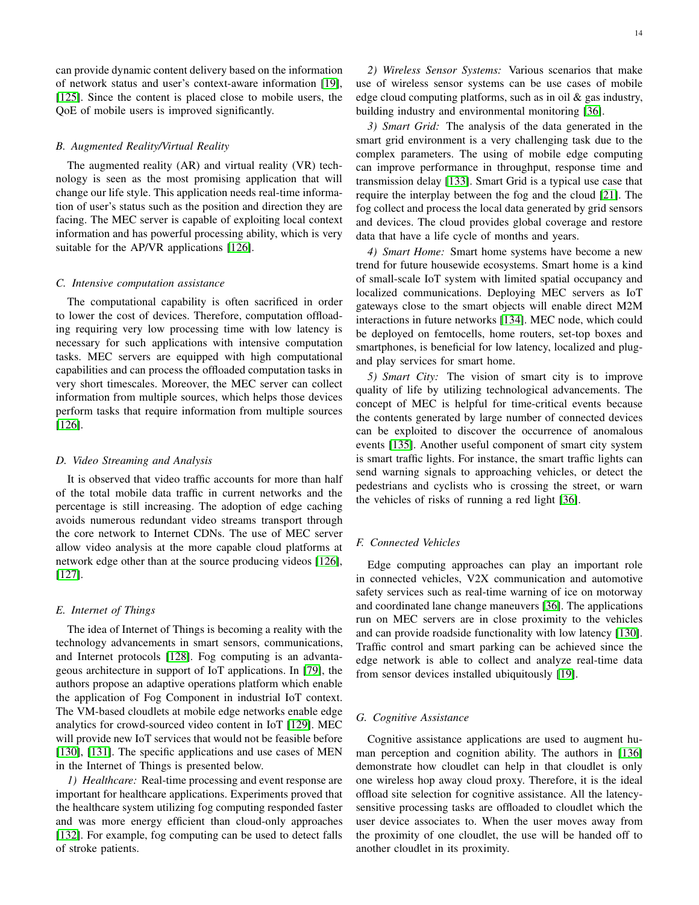can provide dynamic content delivery based on the information of network status and user's context-aware information [19], [125]. Since the content is placed close to mobile users, the QoE of mobile users is improved significantly.

### *B. Augmented Reality/Virtual Reality*

The augmented reality (AR) and virtual reality (VR) technology is seen as the most promising application that will change our life style. This application needs real-time information of user's status such as the position and direction they are facing. The MEC server is capable of exploiting local context information and has powerful processing ability, which is very suitable for the AP/VR applications [126].

### *C. Intensive computation assistance*

The computational capability is often sacrificed in order to lower the cost of devices. Therefore, computation offloading requiring very low processing time with low latency is necessary for such applications with intensive computation tasks. MEC servers are equipped with high computational capabilities and can process the offloaded computation tasks in very short timescales. Moreover, the MEC server can collect information from multiple sources, which helps those devices perform tasks that require information from multiple sources [126].

### *D. Video Streaming and Analysis*

It is observed that video traffic accounts for more than half of the total mobile data traffic in current networks and the percentage is still increasing. The adoption of edge caching avoids numerous redundant video streams transport through the core network to Internet CDNs. The use of MEC server allow video analysis at the more capable cloud platforms at network edge other than at the source producing videos [126], [127].

### *E. Internet of Things*

The idea of Internet of Things is becoming a reality with the technology advancements in smart sensors, communications, and Internet protocols [128]. Fog computing is an advantageous architecture in support of IoT applications. In [79], the authors propose an adaptive operations platform which enable the application of Fog Component in industrial IoT context. The VM-based cloudlets at mobile edge networks enable edge analytics for crowd-sourced video content in IoT [129]. MEC will provide new IoT services that would not be feasible before [130], [131]. The specific applications and use cases of MEN in the Internet of Things is presented below.

*1) Healthcare:* Real-time processing and event response are important for healthcare applications. Experiments proved that the healthcare system utilizing fog computing responded faster and was more energy efficient than cloud-only approaches [132]. For example, fog computing can be used to detect falls of stroke patients.

*2) Wireless Sensor Systems:* Various scenarios that make use of wireless sensor systems can be use cases of mobile edge cloud computing platforms, such as in oil & gas industry, building industry and environmental monitoring [36].

*3) Smart Grid:* The analysis of the data generated in the smart grid environment is a very challenging task due to the complex parameters. The using of mobile edge computing can improve performance in throughput, response time and transmission delay [133]. Smart Grid is a typical use case that require the interplay between the fog and the cloud [21]. The fog collect and process the local data generated by grid sensors and devices. The cloud provides global coverage and restore data that have a life cycle of months and years.

*4) Smart Home:* Smart home systems have become a new trend for future housewide ecosystems. Smart home is a kind of small-scale IoT system with limited spatial occupancy and localized communications. Deploying MEC servers as IoT gateways close to the smart objects will enable direct M2M interactions in future networks [134]. MEC node, which could be deployed on femtocells, home routers, set-top boxes and smartphones, is beneficial for low latency, localized and plug-and play services for smart home.

*5) Smart City:* The vision of smart city is to improve quality of life by utilizing technological advancements. The concept of MEC is helpful for time-critical events because the contents generated by large number of connected devices can be exploited to discover the occurrence of anomalous events [135]. Another useful component of smart city system is smart traffic lights. For instance, the smart traffic lights can send warning signals to approaching vehicles, or detect the pedestrians and cyclists who is crossing the street, or warn the vehicles of risks of running a red light [36].

### *F. Connected Vehicles*

Edge computing approaches can play an important role in connected vehicles, V2X communication and automotive safety services such as real-time warning of ice on motorway and coordinated lane change maneuvers [36]. The applications run on MEC servers are in close proximity to the vehicles and can provide roadside functionality with low latency [130]. Traffic control and smart parking can be achieved since the edge network is able to collect and analyze real-time data from sensor devices installed ubiquitously [19].

### *G. Cognitive Assistance*

Cognitive assistance applications are used to augment human perception and cognition ability. The authors in [136] demonstrate how cloudlet can help in that cloudlet is only one wireless hop away cloud proxy. Therefore, it is the ideal offload site selection for cognitive assistance. All the latency-sensitive processing tasks are offloaded to cloudlet which the user device associates to. When the user moves away from the proximity of one cloudlet, the use will be handed off to another cloudlet in its proximity.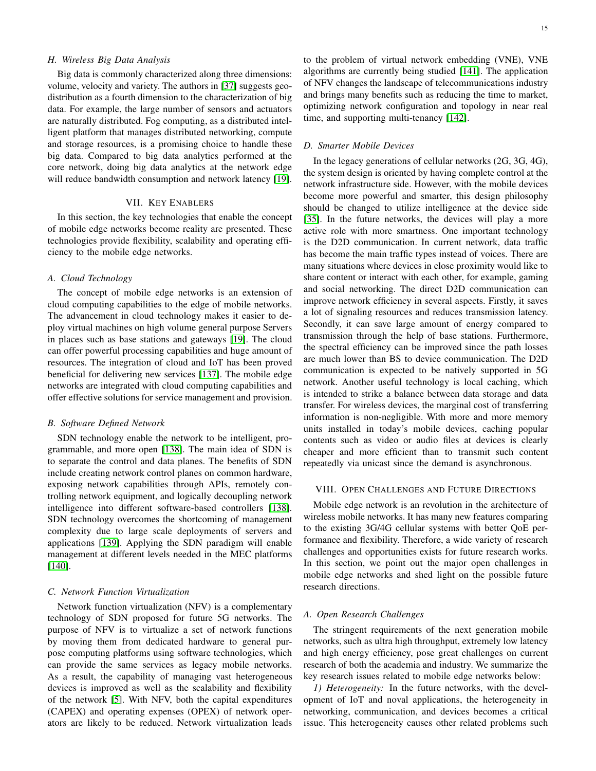### H. Wireless Big Data Analysis

Big data is commonly characterized along three dimensions: volume, velocity and variety. The authors in [37] suggests geo-distribution as a fourth dimension to the characterization of big data. For example, the large number of sensors and actuators are naturally distributed. Fog computing, as a distributed intelligent platform that manages distributed networking, compute and storage resources, is a promising choice to handle these big data. Compared to big data analytics performed at the core network, doing big data analytics at the network edge will reduce bandwidth consumption and network latency [19].

## VII. Key Enablers

In this section, the key technologies that enable the concept of mobile edge networks become reality are presented. These technologies provide flexibility, scalability and operating efficiency to the mobile edge networks.

### A. Cloud Technology

The concept of mobile edge networks is an extension of cloud computing capabilities to the edge of mobile networks. The advancement in cloud technology makes it easier to deploy virtual machines on high volume general purpose Servers in places such as base stations and gateways [19]. The cloud can offer powerful processing capabilities and huge amount of resources. The integration of cloud and IoT has been proved beneficial for delivering new services [137]. The mobile edge networks are integrated with cloud computing capabilities and offer effective solutions for service management and provision.

### B. Software Defined Network

SDN technology enable the network to be intelligent, programmable, and more open [138]. The main idea of SDN is to separate the control and data planes. The benefits of SDN include creating network control planes on common hardware, exposing network capabilities through APIs, remotely controlling network equipment, and logically decoupling network intelligence into different software-based controllers [138]. SDN technology overcomes the shortcoming of management complexity due to large scale deployments of servers and applications [139]. Applying the SDN paradigm will enable management at different levels needed in the MEC platforms [140].

### C. Network Function Virtualization

Network function virtualization (NFV) is a complementary technology of SDN proposed for future 5G networks. The purpose of NFV is to virtualize a set of network functions by moving them from dedicated hardware to general purpose computing platforms using software technologies, which can provide the same services as legacy mobile networks. As a result, the capability of managing vast heterogeneous devices is improved as well as the scalability and flexibility of the network [5]. With NFV, both the capital expenditures (CAPEX) and operating expenses (OPEX) of network operators are likely to be reduced. Network virtualization leads to the problem of virtual network embedding (VNE), VNE algorithms are currently being studied [141]. The application of NFV changes the landscape of telecommunications industry and brings many benefits such as reducing the time to market, optimizing network configuration and topology in near real time, and supporting multi-tenancy [142].

### D. Smarter Mobile Devices

In the legacy generations of cellular networks (2G, 3G, 4G), the system design is oriented by having complete control at the network infrastructure side. However, with the mobile devices become more powerful and smarter, this design philosophy should be changed to utilize intelligence at the device side [35]. In the future networks, the devices will play a more active role with more smartness. One important technology is the D2D communication. In current network, data traffic has become the main traffic types instead of voices. There are many situations where devices in close proximity would like to share content or interact with each other, for example, gaming and social networking. The direct D2D communication can improve network efficiency in several aspects. Firstly, it saves a lot of signaling resources and reduces transmission latency. Secondly, it can save large amount of energy compared to transmission through the help of base stations. Furthermore, the spectral efficiency can be improved since the path losses are much lower than BS to device communication. The D2D communication is expected to be natively supported in 5G network. Another useful technology is local caching, which is intended to strike a balance between data storage and data transfer. For wireless devices, the marginal cost of transferring information is non-negligible. With more and more memory units installed in today's mobile devices, caching popular contents such as video or audio files at devices is clearly cheaper and more efficient than to transmit such content repeatedly via unicast since the demand is asynchronous.

## VIII. Open Challenges and Future Directions

Mobile edge network is an revolution in the architecture of wireless mobile networks. It has many new features comparing to the existing 3G/4G cellular systems with better QoE performance and flexibility. Therefore, a wide variety of research challenges and opportunities exists for future research works. In this section, we point out the major open challenges in mobile edge networks and shed light on the possible future research directions.

### A. Open Research Challenges

The stringent requirements of the next generation mobile networks, such as ultra high throughput, extremely low latency and high energy efficiency, pose great challenges on current research of both the academia and industry. We summarize the key research issues related to mobile edge networks below:

*1) Heterogeneity:* In the future networks, with the development of IoT and noval applications, the heterogeneity in networking, communication, and devices becomes a critical issue. This heterogeneity causes other related problems such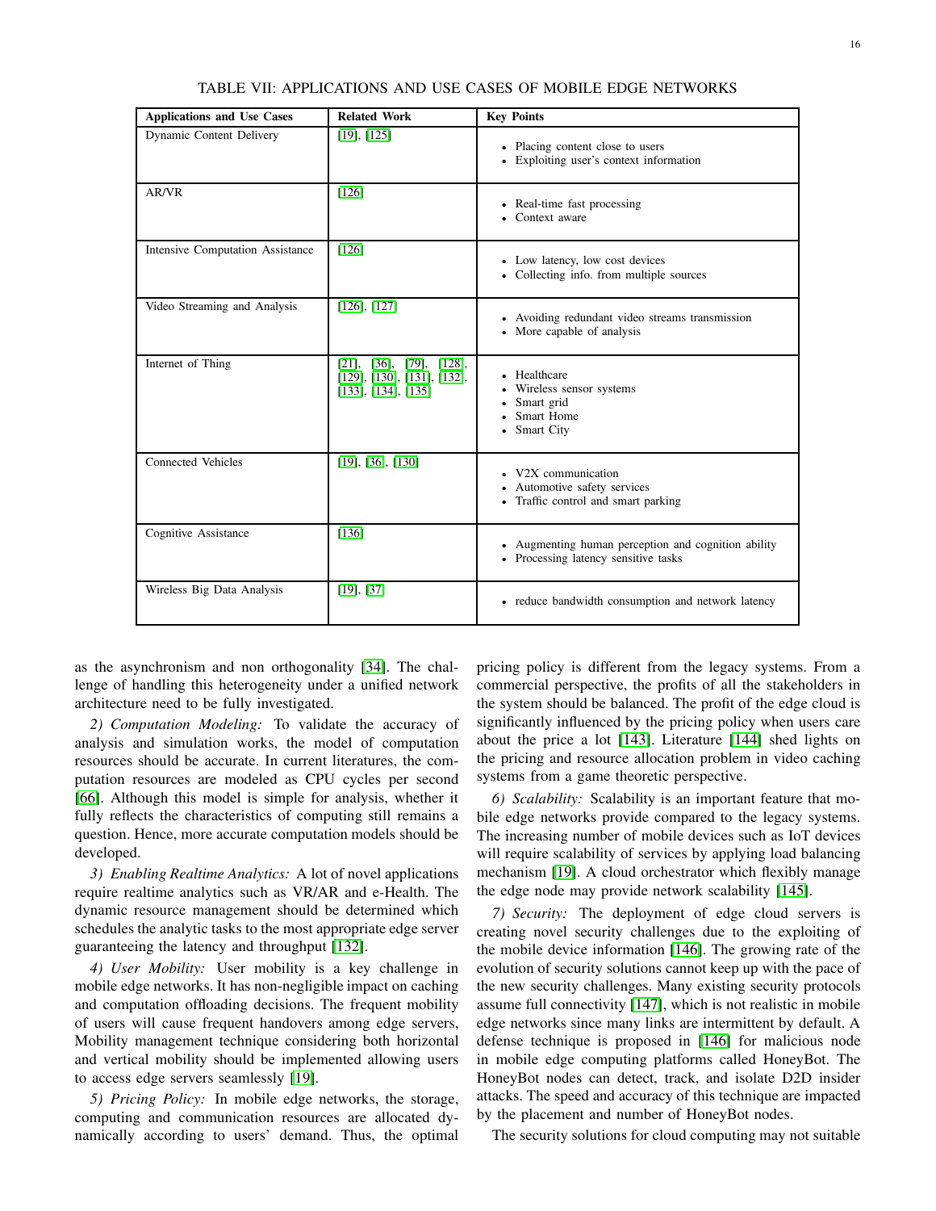TABLE VII: APPLICATIONS AND USE CASES OF MOBILE EDGE NETWORKS

| Applications and Use Cases | Related Work | Key Points |
|---|---|---|
| Dynamic Content Delivery | [19], [125] | • Placing content close to users<br>• Exploiting user's context information |
| AR/VR | [126] | • Real-time fast processing<br>• Context aware |
| Intensive Computation Assistance | [126] | • Low latency, low cost devices<br>• Collecting info. from multiple sources |
| Video Streaming and Analysis | [126], [127] | • Avoiding redundant video streams transmission<br>• More capable of analysis |
| Internet of Thing | [21], [36], [79], [128], [129], [130], [131], [132], [133], [134], [135] | • Healthcare<br>• Wireless sensor systems<br>• Smart grid<br>• Smart Home<br>• Smart City |
| Connected Vehicles | [19], [36], [130] | • V2X communication<br>• Automotive safety services<br>• Traffic control and smart parking |
| Cognitive Assistance | [136] | • Augmenting human perception and cognition ability<br>• Processing latency sensitive tasks |
| Wireless Big Data Analysis | [19], [37] | • reduce bandwidth consumption and network latency |

as the asynchronism and non orthogonality [34]. The challenge of handling this heterogeneity under a unified network architecture need to be fully investigated.

*2) Computation Modeling:* To validate the accuracy of analysis and simulation works, the model of computation resources should be accurate. In current literatures, the computation resources are modeled as CPU cycles per second [66]. Although this model is simple for analysis, whether it fully reflects the characteristics of computing still remains a question. Hence, more accurate computation models should be developed.

*3) Enabling Realtime Analytics:* A lot of novel applications require realtime analytics such as VR/AR and e-Health. The dynamic resource management should be determined which schedules the analytic tasks to the most appropriate edge server guaranteeing the latency and throughput [132].

*4) User Mobility:* User mobility is a key challenge in mobile edge networks. It has non-negligible impact on caching and computation offloading decisions. The frequent mobility of users will cause frequent handovers among edge servers, Mobility management technique considering both horizontal and vertical mobility should be implemented allowing users to access edge servers seamlessly [19].

*5) Pricing Policy:* In mobile edge networks, the storage, computing and communication resources are allocated dynamically according to users' demand. Thus, the optimal pricing policy is different from the legacy systems. From a commercial perspective, the profits of all the stakeholders in the system should be balanced. The profit of the edge cloud is significantly influenced by the pricing policy when users care about the price a lot [143]. Literature [144] shed lights on the pricing and resource allocation problem in video caching systems from a game theoretic perspective.

*6) Scalability:* Scalability is an important feature that mobile edge networks provide compared to the legacy systems. The increasing number of mobile devices such as IoT devices will require scalability of services by applying load balancing mechanism [19]. A cloud orchestrator which flexibly manage the edge node may provide network scalability [145].

*7) Security:* The deployment of edge cloud servers is creating novel security challenges due to the exploiting of the mobile device information [146]. The growing rate of the evolution of security solutions cannot keep up with the pace of the new security challenges. Many existing security protocols assume full connectivity [147], which is not realistic in mobile edge networks since many links are intermittent by default. A defense technique is proposed in [146] for malicious node in mobile edge computing platforms called HoneyBot. The HoneyBot nodes can detect, track, and isolate D2D insider attacks. The speed and accuracy of this technique are impacted by the placement and number of HoneyBot nodes.

The security solutions for cloud computing may not suitable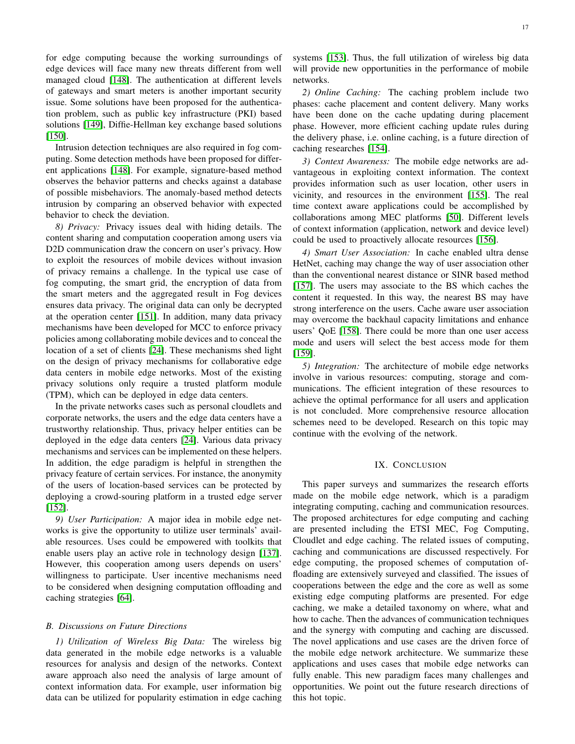for edge computing because the working surroundings of edge devices will face many new threats different from well managed cloud [148]. The authentication at different levels of gateways and smart meters is another important security issue. Some solutions have been proposed for the authentication problem, such as public key infrastructure (PKI) based solutions [149], Diffie-Hellman key exchange based solutions [150].

Intrusion detection techniques are also required in fog computing. Some detection methods have been proposed for different applications [148]. For example, signature-based method observes the behavior patterns and checks against a database of possible misbehaviors. The anomaly-based method detects intrusion by comparing an observed behavior with expected behavior to check the deviation.

*8) Privacy:* Privacy issues deal with hiding details. The content sharing and computation cooperation among users via D2D communication draw the concern on user's privacy. How to exploit the resources of mobile devices without invasion of privacy remains a challenge. In the typical use case of fog computing, the smart grid, the encryption of data from the smart meters and the aggregated result in Fog devices ensures data privacy. The original data can only be decrypted at the operation center [151]. In addition, many data privacy mechanisms have been developed for MCC to enforce privacy policies among collaborating mobile devices and to conceal the location of a set of clients [24]. These mechanisms shed light on the design of privacy mechanisms for collaborative edge data centers in mobile edge networks. Most of the existing privacy solutions only require a trusted platform module (TPM), which can be deployed in edge data centers.

In the private networks cases such as personal cloudlets and corporate networks, the users and the edge data centers have a trustworthy relationship. Thus, privacy helper entities can be deployed in the edge data centers [24]. Various data privacy mechanisms and services can be implemented on these helpers. In addition, the edge paradigm is helpful in strengthen the privacy feature of certain services. For instance, the anonymity of the users of location-based services can be protected by deploying a crowd-souring platform in a trusted edge server [152].

*9) User Participation:* A major idea in mobile edge networks is give the opportunity to utilize user terminals' available resources. Uses could be empowered with toolkits that enable users play an active role in technology design [137]. However, this cooperation among users depends on users' willingness to participate. User incentive mechanisms need to be considered when designing computation offloading and caching strategies [64].

### *B. Discussions on Future Directions*

*1) Utilization of Wireless Big Data:* The wireless big data generated in the mobile edge networks is a valuable resources for analysis and design of the networks. Context aware approach also need the analysis of large amount of context information data. For example, user information big data can be utilized for popularity estimation in edge caching systems [153]. Thus, the full utilization of wireless big data will provide new opportunities in the performance of mobile networks.

*2) Online Caching:* The caching problem include two phases: cache placement and content delivery. Many works have been done on the cache updating during placement phase. However, more efficient caching update rules during the delivery phase, i.e. online caching, is a future direction of caching researches [154].

*3) Context Awareness:* The mobile edge networks are advantageous in exploiting context information. The context provides information such as user location, other users in vicinity, and resources in the environment [155]. The real time context aware applications could be accomplished by collaborations among MEC platforms [50]. Different levels of context information (application, network and device level) could be used to proactively allocate resources [156].

*4) Smart User Association:* In cache enabled ultra dense HetNet, caching may change the way of user association other than the conventional nearest distance or SINR based method [157]. The users may associate to the BS which caches the content it requested. In this way, the nearest BS may have strong interference on the users. Cache aware user association may overcome the backhaul capacity limitations and enhance users' QoE [158]. There could be more than one user access mode and users will select the best access mode for them [159].

*5) Integration:* The architecture of mobile edge networks involve in various resources: computing, storage and communications. The efficient integration of these resources to achieve the optimal performance for all users and application is not concluded. More comprehensive resource allocation schemes need to be developed. Research on this topic may continue with the evolving of the network.

## IX. Conclusion

This paper surveys and summarizes the research efforts made on the mobile edge network, which is a paradigm integrating computing, caching and communication resources. The proposed architectures for edge computing and caching are presented including the ETSI MEC, Fog Computing, Cloudlet and edge caching. The related issues of computing, caching and communications are discussed respectively. For edge computing, the proposed schemes of computation offloading are extensively surveyed and classified. The issues of cooperations between the edge and the core as well as some existing edge computing platforms are presented. For edge caching, we make a detailed taxonomy on where, what and how to cache. Then the advances of communication techniques and the synergy with computing and caching are discussed. The novel applications and use cases are the driven force of the mobile edge network architecture. We summarize these applications and uses cases that mobile edge networks can fully enable. This new paradigm faces many challenges and opportunities. We point out the future research directions of this hot topic.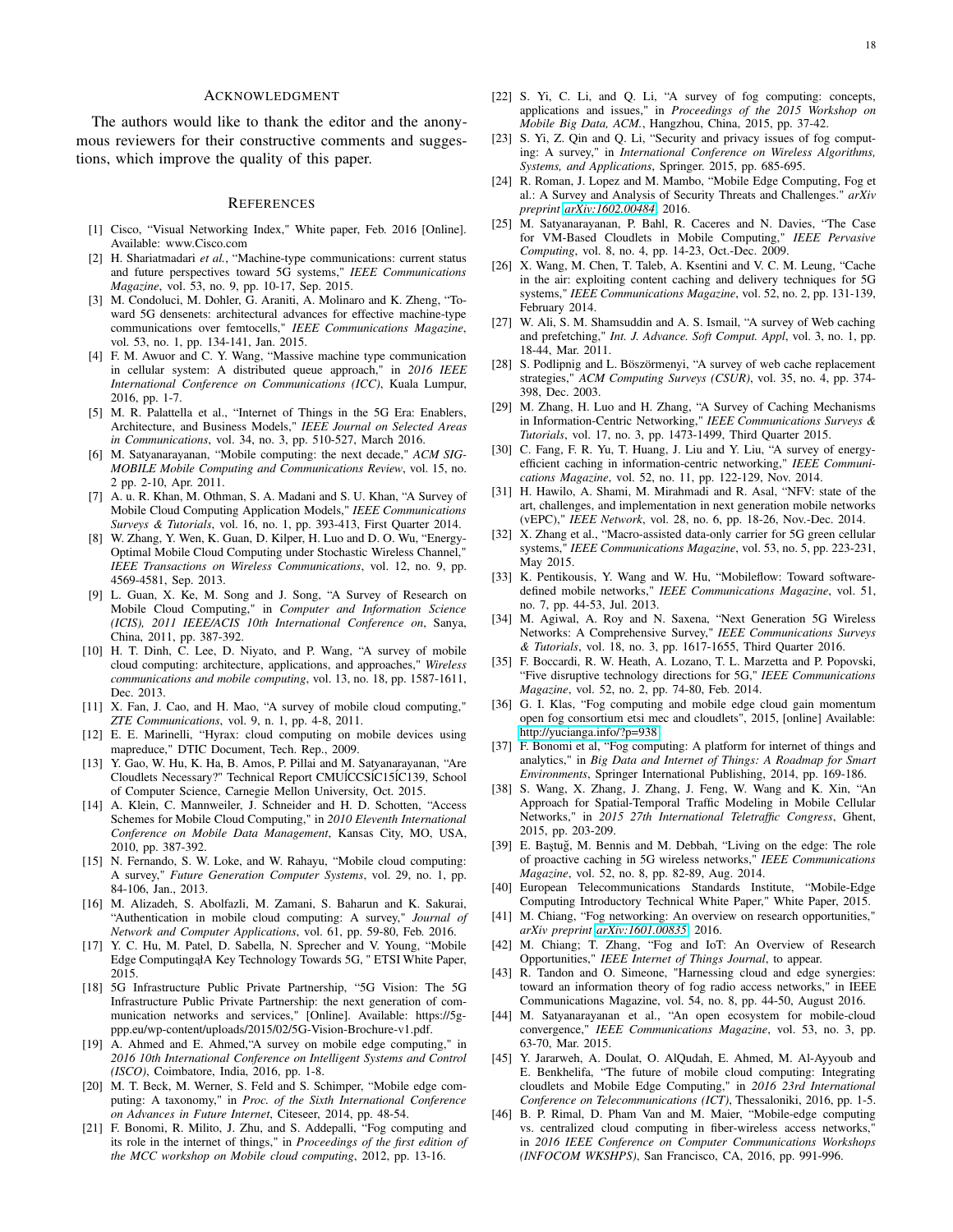## Acknowledgment

The authors would like to thank the editor and the anonymous reviewers for their constructive comments and suggestions, which improve the quality of this paper.

## References

[1] Cisco, "Visual Networking Index," White paper, Feb. 2016 [Online]. Available: www.Cisco.com

[2] H. Shariatmadari *et al.*, "Machine-type communications: current status and future perspectives toward 5G systems," *IEEE Communications Magazine*, vol. 53, no. 9, pp. 10-17, Sep. 2015.

[3] M. Condoluci, M. Dohler, G. Araniti, A. Molinaro and K. Zheng, "Toward 5G densenets: architectural advances for effective machine-type communications over femtocells," *IEEE Communications Magazine*, vol. 53, no. 1, pp. 134-141, Jan. 2015.

[4] F. M. Awuor and C. Y. Wang, "Massive machine type communication in cellular system: A distributed queue approach," in *2016 IEEE International Conference on Communications (ICC)*, Kuala Lumpur, 2016, pp. 1-7.

[5] M. R. Palattella et al., "Internet of Things in the 5G Era: Enablers, Architecture, and Business Models," *IEEE Journal on Selected Areas in Communications*, vol. 34, no. 3, pp. 510-527, March 2016.

[6] M. Satyanarayanan, "Mobile computing: the next decade," *ACM SIGMOBILE Mobile Computing and Communications Review*, vol. 15, no. 2 pp. 2-10, Apr. 2011.

[7] A. u. R. Khan, M. Othman, S. A. Madani and S. U. Khan, "A Survey of Mobile Cloud Computing Application Models," *IEEE Communications Surveys & Tutorials*, vol. 16, no. 1, pp. 393-413, First Quarter 2014.

[8] W. Zhang, Y. Wen, K. Guan, D. Kilper, H. Luo and D. O. Wu, "Energy-Optimal Mobile Cloud Computing under Stochastic Wireless Channel," *IEEE Transactions on Wireless Communications*, vol. 12, no. 9, pp. 4569-4581, Sep. 2013.

[9] L. Guan, X. Ke, M. Song and J. Song, "A Survey of Research on Mobile Cloud Computing," in *Computer and Information Science (ICIS), 2011 IEEE/ACIS 10th International Conference on*, Sanya, China, 2011, pp. 387-392.

[10] H. T. Dinh, C. Lee, D. Niyato, and P. Wang, "A survey of mobile cloud computing: architecture, applications, and approaches," *Wireless communications and mobile computing*, vol. 13, no. 18, pp. 1587-1611, Dec. 2013.

[11] X. Fan, J. Cao, and H. Mao, "A survey of mobile cloud computing," *ZTE Communications*, vol. 9, n. 1, pp. 4-8, 2011.

[12] E. E. Marinelli, "Hyrax: cloud computing on mobile devices using mapreduce," DTIC Document, Tech. Rep., 2009.

[13] Y. Gao, W. Hu, K. Ha, B. Amos, P. Pillai and M. Satyanarayanan, "Are Cloudlets Necessary?" Technical Report CMUĺCCSĺC15ĺC139, School of Computer Science, Carnegie Mellon University, Oct. 2015.

[14] A. Klein, C. Mannweiler, J. Schneider and H. D. Schotten, "Access Schemes for Mobile Cloud Computing," in *2010 Eleventh International Conference on Mobile Data Management*, Kansas City, MO, USA, 2010, pp. 387-392.

[15] N. Fernando, S. W. Loke, and W. Rahayu, "Mobile cloud computing: A survey," *Future Generation Computer Systems*, vol. 29, no. 1, pp. 84-106, Jan., 2013.

[16] M. Alizadeh, S. Abolfazli, M. Zamani, S. Baharun and K. Sakurai, "Authentication in mobile cloud computing: A survey," *Journal of Network and Computer Applications*, vol. 61, pp. 59-80, Feb. 2016.

[17] Y. C. Hu, M. Patel, D. Sabella, N. Sprecher and V. Young, "Mobile Edge ComputingąłA Key Technology Towards 5G, " ETSI White Paper, 2015.

[18] 5G Infrastructure Public Private Partnership, "5G Vision: The 5G Infrastructure Public Private Partnership: the next generation of communication networks and services," [Online]. Available: https://5g-ppp.eu/wp-content/uploads/2015/02/5G-Vision-Brochure-v1.pdf.

[19] A. Ahmed and E. Ahmed,"A survey on mobile edge computing," in *2016 10th International Conference on Intelligent Systems and Control (ISCO)*, Coimbatore, India, 2016, pp. 1-8.

[20] M. T. Beck, M. Werner, S. Feld and S. Schimper, "Mobile edge computing: A taxonomy," in *Proc. of the Sixth International Conference on Advances in Future Internet*, Citeseer, 2014, pp. 48-54.

[21] F. Bonomi, R. Milito, J. Zhu, and S. Addepalli, "Fog computing and its role in the internet of things," in *Proceedings of the first edition of the MCC workshop on Mobile cloud computing*, 2012, pp. 13-16.

[22] S. Yi, C. Li, and Q. Li, "A survey of fog computing: concepts, applications and issues," in *Proceedings of the 2015 Workshop on Mobile Big Data, ACM.*, Hangzhou, China, 2015, pp. 37-42.

[23] S. Yi, Z. Qin and Q. Li, "Security and privacy issues of fog computing: A survey," in *International Conference on Wireless Algorithms, Systems, and Applications*, Springer. 2015, pp. 685-695.

[24] R. Roman, J. Lopez and M. Mambo, "Mobile Edge Computing, Fog et al.: A Survey and Analysis of Security Threats and Challenges." *arXiv preprint arXiv:1602.00484*, 2016.

[25] M. Satyanarayanan, P. Bahl, R. Caceres and N. Davies, "The Case for VM-Based Cloudlets in Mobile Computing," *IEEE Pervasive Computing*, vol. 8, no. 4, pp. 14-23, Oct.-Dec. 2009.

[26] X. Wang, M. Chen, T. Taleb, A. Ksentini and V. C. M. Leung, "Cache in the air: exploiting content caching and delivery techniques for 5G systems," *IEEE Communications Magazine*, vol. 52, no. 2, pp. 131-139, February 2014.

[27] W. Ali, S. M. Shamsuddin and A. S. Ismail, "A survey of Web caching and prefetching," *Int. J. Advance. Soft Comput. Appl*, vol. 3, no. 1, pp. 18-44, Mar. 2011.

[28] S. Podlipnig and L. Böszörmenyi, "A survey of web cache replacement strategies," *ACM Computing Surveys (CSUR)*, vol. 35, no. 4, pp. 374-398, Dec. 2003.

[29] M. Zhang, H. Luo and H. Zhang, "A Survey of Caching Mechanisms in Information-Centric Networking," *IEEE Communications Surveys & Tutorials*, vol. 17, no. 3, pp. 1473-1499, Third Quarter 2015.

[30] C. Fang, F. R. Yu, T. Huang, J. Liu and Y. Liu, "A survey of energy-efficient caching in information-centric networking," *IEEE Communications Magazine*, vol. 52, no. 11, pp. 122-129, Nov. 2014.

[31] H. Hawilo, A. Shami, M. Mirahmadi and R. Asal, "NFV: state of the art, challenges, and implementation in next generation mobile networks (vEPC)," *IEEE Network*, vol. 28, no. 6, pp. 18-26, Nov.-Dec. 2014.

[32] X. Zhang et al., "Macro-assisted data-only carrier for 5G green cellular systems," *IEEE Communications Magazine*, vol. 53, no. 5, pp. 223-231, May 2015.

[33] K. Pentikousis, Y. Wang and W. Hu, "Mobileflow: Toward software-defined mobile networks," *IEEE Communications Magazine*, vol. 51, no. 7, pp. 44-53, Jul. 2013.

[34] M. Agiwal, A. Roy and N. Saxena, "Next Generation 5G Wireless Networks: A Comprehensive Survey," *IEEE Communications Surveys & Tutorials*, vol. 18, no. 3, pp. 1617-1655, Third Quarter 2016.

[35] F. Boccardi, R. W. Heath, A. Lozano, T. L. Marzetta and P. Popovski, "Five disruptive technology directions for 5G," *IEEE Communications Magazine*, vol. 52, no. 2, pp. 74-80, Feb. 2014.

[36] G. I. Klas, "Fog computing and mobile edge cloud gain momentum open fog consortium etsi mec and cloudlets", 2015, [online] Available: http://yucianga.info/?p=938

[37] F. Bonomi et al, "Fog computing: A platform for internet of things and analytics," in *Big Data and Internet of Things: A Roadmap for Smart Environments*, Springer International Publishing, 2014, pp. 169-186.

[38] S. Wang, X. Zhang, J. Zhang, J. Feng, W. Wang and K. Xin, "An Approach for Spatial-Temporal Traffic Modeling in Mobile Cellular Networks," in *2015 27th International Teletraffic Congress*, Ghent, 2015, pp. 203-209.

[39] E. Baştuğ, M. Bennis and M. Debbah, "Living on the edge: The role of proactive caching in 5G wireless networks," *IEEE Communications Magazine*, vol. 52, no. 8, pp. 82-89, Aug. 2014.

[40] European Telecommunications Standards Institute, "Mobile-Edge Computing Introductory Technical White Paper," White Paper, 2015.

[41] M. Chiang, "Fog networking: An overview on research opportunities," *arXiv preprint arXiv:1601.00835*, 2016.

[42] M. Chiang; T. Zhang, "Fog and IoT: An Overview of Research Opportunities," *IEEE Internet of Things Journal*, to appear.

[43] R. Tandon and O. Simeone, "Harnessing cloud and edge synergies: toward an information theory of fog radio access networks," in IEEE Communications Magazine, vol. 54, no. 8, pp. 44-50, August 2016.

[44] M. Satyanarayanan et al., "An open ecosystem for mobile-cloud convergence," *IEEE Communications Magazine*, vol. 53, no. 3, pp. 63-70, Mar. 2015.

[45] Y. Jararweh, A. Doulat, O. AlQudah, E. Ahmed, M. Al-Ayyoub and E. Benkhelifa, "The future of mobile cloud computing: Integrating cloudlets and Mobile Edge Computing," in *2016 23rd International Conference on Telecommunications (ICT)*, Thessaloniki, 2016, pp. 1-5.

[46] B. P. Rimal, D. Pham Van and M. Maier, "Mobile-edge computing vs. centralized cloud computing in fiber-wireless access networks," in *2016 IEEE Conference on Computer Communications Workshops (INFOCOM WKSHPS)*, San Francisco, CA, 2016, pp. 991-996.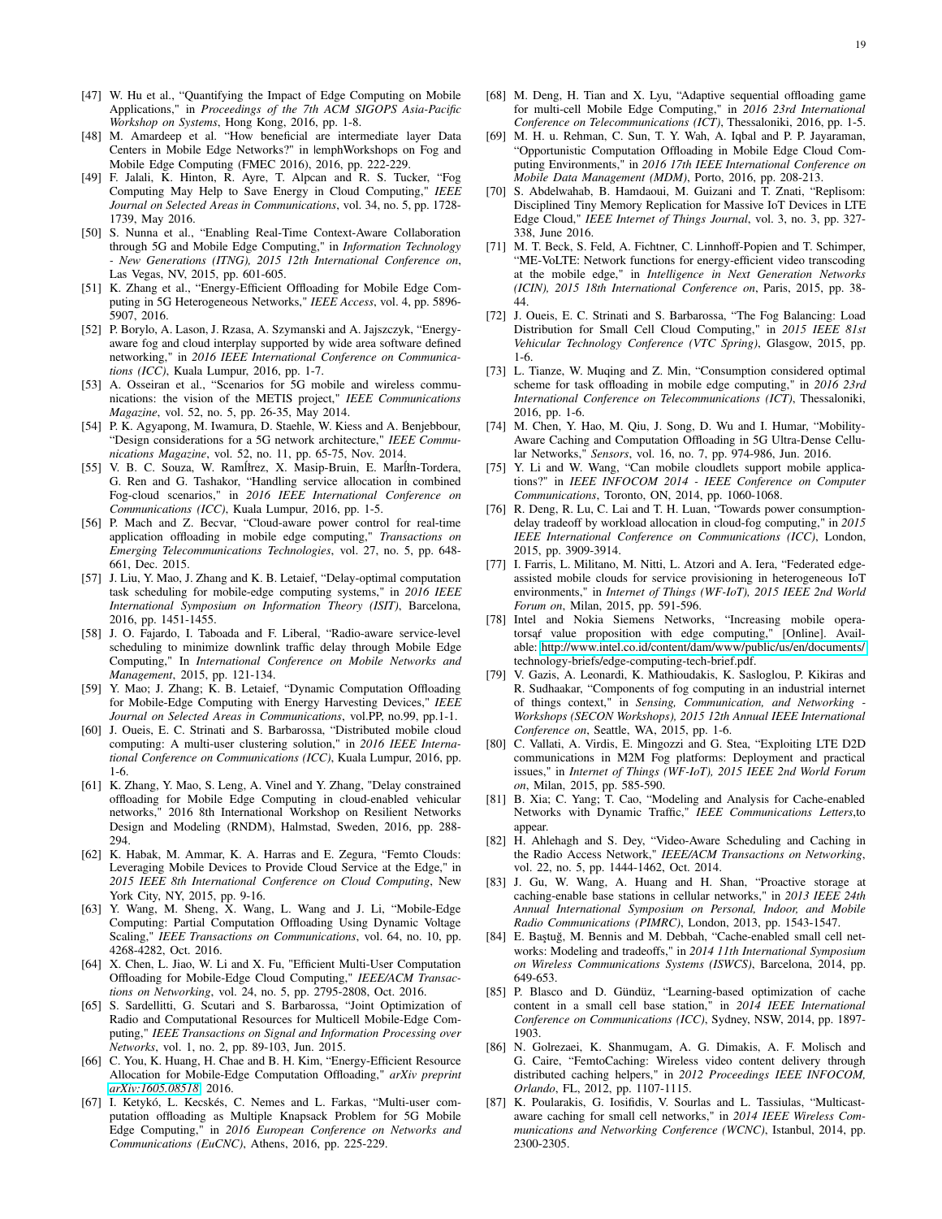- [47] W. Hu et al., “Quantifying the Impact of Edge Computing on Mobile Applications,” in *Proceedings of the 7th ACM SIGOPS Asia-Pacific Workshop on Systems*, Hong Kong, 2016, pp. 1-8.
- [48] M. Amardeep et al. “How beneficial are intermediate layer Data Centers in Mobile Edge Networks?” in lemphWorkshops on Fog and Mobile Edge Computing (FMEC 2016), 2016, pp. 222-229.
- [49] F. Jalali, K. Hinton, R. Ayre, T. Alpcan and R. S. Tucker, “Fog Computing May Help to Save Energy in Cloud Computing,” *IEEE Journal on Selected Areas in Communications*, vol. 34, no. 5, pp. 1728-1739, May 2016.
- [50] S. Nunna et al., “Enabling Real-Time Context-Aware Collaboration through 5G and Mobile Edge Computing,” in *Information Technology - New Generations (ITNG), 2015 12th International Conference on*, Las Vegas, NV, 2015, pp. 601-605.
- [51] K. Zhang et al., “Energy-Efficient Offloading for Mobile Edge Computing in 5G Heterogeneous Networks,” *IEEE Access*, vol. 4, pp. 5896-5907, 2016.
- [52] P. Borylo, A. Lason, J. Rzasa, A. Szymanski and A. Jajszczyk, “Energy-aware fog and cloud interplay supported by wide area software defined networking,” in *2016 IEEE International Conference on Communications (ICC)*, Kuala Lumpur, 2016, pp. 1-7.
- [53] A. Osseiran et al., “Scenarios for 5G mobile and wireless communications: the vision of the METIS project,” *IEEE Communications Magazine*, vol. 52, no. 5, pp. 26-35, May 2014.
- [54] P. K. Agyapong, M. Iwamura, D. Staehle, W. Kiess and A. Benjebbour, “Design considerations for a 5G network architecture,” *IEEE Communications Magazine*, vol. 52, no. 11, pp. 65-75, Nov. 2014.
- [55] V. B. C. Souza, W. RamÍrez, X. Masip-Bruin, E. MarÍn-Tordera, G. Ren and G. Tashakor, “Handling service allocation in combined Fog-cloud scenarios,” in *2016 IEEE International Conference on Communications (ICC)*, Kuala Lumpur, 2016, pp. 1-5.
- [56] P. Mach and Z. Becvar, “Cloud-aware power control for real-time application offloading in mobile edge computing,” *Transactions on Emerging Telecommunications Technologies*, vol. 27, no. 5, pp. 648-661, Dec. 2015.
- [57] J. Liu, Y. Mao, J. Zhang and K. B. Letaief, “Delay-optimal computation task scheduling for mobile-edge computing systems,” in *2016 IEEE International Symposium on Information Theory (ISIT)*, Barcelona, 2016, pp. 1451-1455.
- [58] J. O. Fajardo, I. Taboada and F. Liberal, “Radio-aware service-level scheduling to minimize downlink traffic delay through Mobile Edge Computing,” In *International Conference on Mobile Networks and Management*, 2015, pp. 121-134.
- [59] Y. Mao; J. Zhang; K. B. Letaief, “Dynamic Computation Offloading for Mobile-Edge Computing with Energy Harvesting Devices,” *IEEE Journal on Selected Areas in Communications*, vol.PP, no.99, pp.1-1.
- [60] J. Oueis, E. C. Strinati and S. Barbarossa, “Distributed mobile cloud computing: A multi-user clustering solution,” in *2016 IEEE International Conference on Communications (ICC)*, Kuala Lumpur, 2016, pp. 1-6.
- [61] K. Zhang, Y. Mao, S. Leng, A. Vinel and Y. Zhang, "Delay constrained offloading for Mobile Edge Computing in cloud-enabled vehicular networks," 2016 8th International Workshop on Resilient Networks Design and Modeling (RNDM), Halmstad, Sweden, 2016, pp. 288-294.
- [62] K. Habak, M. Ammar, K. A. Harras and E. Zegura, “Femto Clouds: Leveraging Mobile Devices to Provide Cloud Service at the Edge," in *2015 IEEE 8th International Conference on Cloud Computing*, New York City, NY, 2015, pp. 9-16.
- [63] Y. Wang, M. Sheng, X. Wang, L. Wang and J. Li, “Mobile-Edge Computing: Partial Computation Offloading Using Dynamic Voltage Scaling," *IEEE Transactions on Communications*, vol. 64, no. 10, pp. 4268-4282, Oct. 2016.
- [64] X. Chen, L. Jiao, W. Li and X. Fu, "Efficient Multi-User Computation Offloading for Mobile-Edge Cloud Computing," *IEEE/ACM Transactions on Networking*, vol. 24, no. 5, pp. 2795-2808, Oct. 2016.
- [65] S. Sardellitti, G. Scutari and S. Barbarossa, “Joint Optimization of Radio and Computational Resources for Multicell Mobile-Edge Computing," *IEEE Transactions on Signal and Information Processing over Networks*, vol. 1, no. 2, pp. 89-103, Jun. 2015.
- [66] C. You, K. Huang, H. Chae and B. H. Kim, “Energy-Efficient Resource Allocation for Mobile-Edge Computation Offloading," *arXiv preprint arXiv:1605.08518*, 2016.
- [67] I. Ketykó, L. Kecskés, C. Nemes and L. Farkas, “Multi-user computation offloading as Multiple Knapsack Problem for 5G Mobile Edge Computing," in *2016 European Conference on Networks and Communications (EuCNC)*, Athens, 2016, pp. 225-229.
- [68] M. Deng, H. Tian and X. Lyu, “Adaptive sequential offloading game for multi-cell Mobile Edge Computing,” in *2016 23rd International Conference on Telecommunications (ICT)*, Thessaloniki, 2016, pp. 1-5.
- [69] M. H. u. Rehman, C. Sun, T. Y. Wah, A. Iqbal and P. P. Jayaraman, “Opportunistic Computation Offloading in Mobile Edge Cloud Computing Environments,” in *2016 17th IEEE International Conference on Mobile Data Management (MDM)*, Porto, 2016, pp. 208-213.
- [70] S. Abdelwahab, B. Hamdaoui, M. Guizani and T. Znati, “Replisom: Disciplined Tiny Memory Replication for Massive IoT Devices in LTE Edge Cloud,” *IEEE Internet of Things Journal*, vol. 3, no. 3, pp. 327-338, June 2016.
- [71] M. T. Beck, S. Feld, A. Fichtner, C. Linnhoff-Popien and T. Schimper, “ME-VoLTE: Network functions for energy-efficient video transcoding at the mobile edge,” in *Intelligence in Next Generation Networks (ICIN), 2015 18th International Conference on*, Paris, 2015, pp. 38-44.
- [72] J. Oueis, E. C. Strinati and S. Barbarossa, “The Fog Balancing: Load Distribution for Small Cell Cloud Computing,” in *2015 IEEE 81st Vehicular Technology Conference (VTC Spring)*, Glasgow, 2015, pp. 1-6.
- [73] L. Tianze, W. Muqing and Z. Min, “Consumption considered optimal scheme for task offloading in mobile edge computing,” in *2016 23rd International Conference on Telecommunications (ICT)*, Thessaloniki, 2016, pp. 1-6.
- [74] M. Chen, Y. Hao, M. Qiu, J. Song, D. Wu and I. Humar, “Mobility-Aware Caching and Computation Offloading in 5G Ultra-Dense Cellular Networks,” *Sensors*, vol. 16, no. 7, pp. 974-986, Jun. 2016.
- [75] Y. Li and W. Wang, “Can mobile cloudlets support mobile applications?” in *IEEE INFOCOM 2014 - IEEE Conference on Computer Communications*, Toronto, ON, 2014, pp. 1060-1068.
- [76] R. Deng, R. Lu, C. Lai and T. H. Luan, “Towards power consumption-delay tradeoff by workload allocation in cloud-fog computing,” in *2015 IEEE International Conference on Communications (ICC)*, London, 2015, pp. 3909-3914.
- [77] I. Farris, L. Militano, M. Nitti, L. Atzori and A. Iera, “Federated edge-assisted mobile clouds for service provisioning in heterogeneous IoT environments,” in *Internet of Things (WF-IoT), 2015 IEEE 2nd World Forum on*, Milan, 2015, pp. 591-596.
- [78] Intel and Nokia Siemens Networks, “Increasing mobile operatorsą́ value proposition with edge computing,” [Online]. Available: http://www.intel.co.id/content/dam/www/public/us/en/documents/technology-briefs/edge-computing-tech-brief.pdf.
- [79] V. Gazis, A. Leonardi, K. Mathioudakis, K. Sasloglou, P. Kikiras and R. Sudhaakar, “Components of fog computing in an industrial internet of things context,” in *Sensing, Communication, and Networking - Workshops (SECON Workshops), 2015 12th Annual IEEE International Conference on*, Seattle, WA, 2015, pp. 1-6.
- [80] C. Vallati, A. Virdis, E. Mingozzi and G. Stea, “Exploiting LTE D2D communications in M2M Fog platforms: Deployment and practical issues,” in *Internet of Things (WF-IoT), 2015 IEEE 2nd World Forum on*, Milan, 2015, pp. 585-590.
- [81] B. Xia; C. Yang; T. Cao, “Modeling and Analysis for Cache-enabled Networks with Dynamic Traffic,” *IEEE Communications Letters*,to appear.
- [82] H. Ahlehagh and S. Dey, “Video-Aware Scheduling and Caching in the Radio Access Network,” *IEEE/ACM Transactions on Networking*, vol. 22, no. 5, pp. 1444-1462, Oct. 2014.
- [83] J. Gu, W. Wang, A. Huang and H. Shan, “Proactive storage at caching-enable base stations in cellular networks,” in *2013 IEEE 24th Annual International Symposium on Personal, Indoor, and Mobile Radio Communications (PIMRC)*, London, 2013, pp. 1543-1547.
- [84] E. Baştuğ, M. Bennis and M. Debbah, “Cache-enabled small cell networks: Modeling and tradeoffs,” in *2014 11th International Symposium on Wireless Communications Systems (ISWCS)*, Barcelona, 2014, pp. 649-653.
- [85] P. Blasco and D. Gündüz, “Learning-based optimization of cache content in a small cell base station,” in *2014 IEEE International Conference on Communications (ICC)*, Sydney, NSW, 2014, pp. 1897-1903.
- [86] N. Golrezaei, K. Shanmugam, A. G. Dimakis, A. F. Molisch and G. Caire, “FemtoCaching: Wireless video content delivery through distributed caching helpers,” in *2012 Proceedings IEEE INFOCOM, Orlando*, FL, 2012, pp. 1107-1115.
- [87] K. Poularakis, G. Iosifidis, V. Sourlas and L. Tassiulas, “Multicast-aware caching for small cell networks,” in *2014 IEEE Wireless Communications and Networking Conference (WCNC)*, Istanbul, 2014, pp. 2300-2305.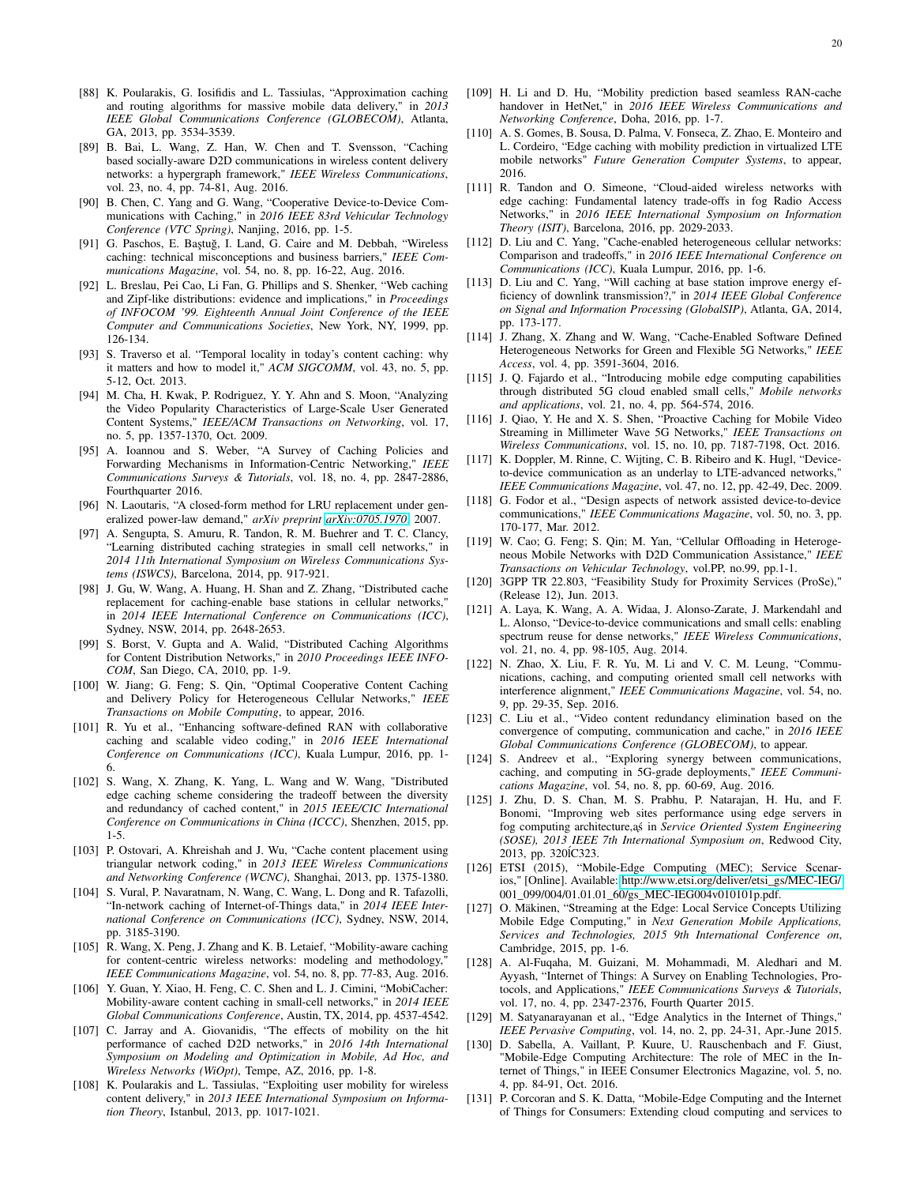[88] K. Poularakis, G. Iosifidis and L. Tassiulas, "Approximation caching and routing algorithms for massive mobile data delivery," in *2013 IEEE Global Communications Conference (GLOBECOM)*, Atlanta, GA, 2013, pp. 3534-3539.

[89] B. Bai, L. Wang, Z. Han, W. Chen and T. Svensson, "Caching based socially-aware D2D communications in wireless content delivery networks: a hypergraph framework," *IEEE Wireless Communications*, vol. 23, no. 4, pp. 74-81, Aug. 2016.

[90] B. Chen, C. Yang and G. Wang, "Cooperative Device-to-Device Communications with Caching," in *2016 IEEE 83rd Vehicular Technology Conference (VTC Spring)*, Nanjing, 2016, pp. 1-5.

[91] G. Paschos, E. Baştuğ, I. Land, G. Caire and M. Debbah, "Wireless caching: technical misconceptions and business barriers," *IEEE Communications Magazine*, vol. 54, no. 8, pp. 16-22, Aug. 2016.

[92] L. Breslau, Pei Cao, Li Fan, G. Phillips and S. Shenker, "Web caching and Zipf-like distributions: evidence and implications," in *Proceedings of INFOCOM '99. Eighteenth Annual Joint Conference of the IEEE Computer and Communications Societies*, New York, NY, 1999, pp. 126-134.

[93] S. Traverso et al. "Temporal locality in today's content caching: why it matters and how to model it," *ACM SIGCOMM*, vol. 43, no. 5, pp. 5-12, Oct. 2013.

[94] M. Cha, H. Kwak, P. Rodriguez, Y. Y. Ahn and S. Moon, "Analyzing the Video Popularity Characteristics of Large-Scale User Generated Content Systems," *IEEE/ACM Transactions on Networking*, vol. 17, no. 5, pp. 1357-1370, Oct. 2009.

[95] A. Ioannou and S. Weber, "A Survey of Caching Policies and Forwarding Mechanisms in Information-Centric Networking," *IEEE Communications Surveys & Tutorials*, vol. 18, no. 4, pp. 2847-2886, Fourthquarter 2016.

[96] N. Laoutaris, "A closed-form method for LRU replacement under generalized power-law demand," *arXiv preprint arXiv:0705.1970*, 2007.

[97] A. Sengupta, S. Amuru, R. Tandon, R. M. Buehrer and T. C. Clancy, "Learning distributed caching strategies in small cell networks," in *2014 11th International Symposium on Wireless Communications Systems (ISWCS)*, Barcelona, 2014, pp. 917-921.

[98] J. Gu, W. Wang, A. Huang, H. Shan and Z. Zhang, "Distributed cache replacement for caching-enable base stations in cellular networks," in *2014 IEEE International Conference on Communications (ICC)*, Sydney, NSW, 2014, pp. 2648-2653.

[99] S. Borst, V. Gupta and A. Walid, "Distributed Caching Algorithms for Content Distribution Networks," in *2010 Proceedings IEEE INFOCOM*, San Diego, CA, 2010, pp. 1-9.

[100] W. Jiang; G. Feng; S. Qin, "Optimal Cooperative Content Caching and Delivery Policy for Heterogeneous Cellular Networks," *IEEE Transactions on Mobile Computing*, to appear, 2016.

[101] R. Yu et al., "Enhancing software-defined RAN with collaborative caching and scalable video coding," in *2016 IEEE International Conference on Communications (ICC)*, Kuala Lumpur, 2016, pp. 1-6.

[102] S. Wang, X. Zhang, K. Yang, L. Wang and W. Wang, "Distributed edge caching scheme considering the tradeoff between the diversity and redundancy of cached content," in *2015 IEEE/CIC International Conference on Communications in China (ICCC)*, Shenzhen, 2015, pp. 1-5.

[103] P. Ostovari, A. Khreishah and J. Wu, "Cache content placement using triangular network coding," in *2013 IEEE Wireless Communications and Networking Conference (WCNC)*, Shanghai, 2013, pp. 1375-1380.

[104] S. Vural, P. Navaratnam, N. Wang, C. Wang, L. Dong and R. Tafazolli, "In-network caching of Internet-of-Things data," in *2014 IEEE International Conference on Communications (ICC)*, Sydney, NSW, 2014, pp. 3185-3190.

[105] R. Wang, X. Peng, J. Zhang and K. B. Letaief, "Mobility-aware caching for content-centric wireless networks: modeling and methodology," *IEEE Communications Magazine*, vol. 54, no. 8, pp. 77-83, Aug. 2016.

[106] Y. Guan, Y. Xiao, H. Feng, C. C. Shen and L. J. Cimini, "MobiCacher: Mobility-aware content caching in small-cell networks," in *2014 IEEE Global Communications Conference*, Austin, TX, 2014, pp. 4537-4542.

[107] C. Jarray and A. Giovanidis, "The effects of mobility on the hit performance of cached D2D networks," in *2016 14th International Symposium on Modeling and Optimization in Mobile, Ad Hoc, and Wireless Networks (WiOpt)*, Tempe, AZ, 2016, pp. 1-8.

[108] K. Poularakis and L. Tassiulas, "Exploiting user mobility for wireless content delivery," in *2013 IEEE International Symposium on Information Theory*, Istanbul, 2013, pp. 1017-1021.

[109] H. Li and D. Hu, "Mobility prediction based seamless RAN-cache handover in HetNet," in *2016 IEEE Wireless Communications and Networking Conference*, Doha, 2016, pp. 1-7.

[110] A. S. Gomes, B. Sousa, D. Palma, V. Fonseca, Z. Zhao, E. Monteiro and L. Cordeiro, "Edge caching with mobility prediction in virtualized LTE mobile networks" *Future Generation Computer Systems*, to appear, 2016.

[111] R. Tandon and O. Simeone, "Cloud-aided wireless networks with edge caching: Fundamental latency trade-offs in fog Radio Access Networks," in *2016 IEEE International Symposium on Information Theory (ISIT)*, Barcelona, 2016, pp. 2029-2033.

[112] D. Liu and C. Yang, "Cache-enabled heterogeneous cellular networks: Comparison and tradeoffs," in *2016 IEEE International Conference on Communications (ICC)*, Kuala Lumpur, 2016, pp. 1-6.

[113] D. Liu and C. Yang, "Will caching at base station improve energy efficiency of downlink transmission?," in *2014 IEEE Global Conference on Signal and Information Processing (GlobalSIP)*, Atlanta, GA, 2014, pp. 173-177.

[114] J. Zhang, X. Zhang and W. Wang, "Cache-Enabled Software Defined Heterogeneous Networks for Green and Flexible 5G Networks," *IEEE Access*, vol. 4, pp. 3591-3604, 2016.

[115] J. Q. Fajardo et al., "Introducing mobile edge computing capabilities through distributed 5G cloud enabled small cells," *Mobile networks and applications*, vol. 21, no. 4, pp. 564-574, 2016.

[116] J. Qiao, Y. He and X. S. Shen, "Proactive Caching for Mobile Video Streaming in Millimeter Wave 5G Networks," *IEEE Transactions on Wireless Communications*, vol. 15, no. 10, pp. 7187-7198, Oct. 2016.

[117] K. Doppler, M. Rinne, C. Wijting, C. B. Ribeiro and K. Hugl, "Device-to-device communication as an underlay to LTE-advanced networks," *IEEE Communications Magazine*, vol. 47, no. 12, pp. 42-49, Dec. 2009.

[118] G. Fodor et al., "Design aspects of network assisted device-to-device communications," *IEEE Communications Magazine*, vol. 50, no. 3, pp. 170-177, Mar. 2012.

[119] W. Cao; G. Feng; S. Qin; M. Yan, "Cellular Offloading in Heterogeneous Mobile Networks with D2D Communication Assistance," *IEEE Transactions on Vehicular Technology*, vol.PP, no.99, pp.1-1.

[120] 3GPP TR 22.803, "Feasibility Study for Proximity Services (ProSe)," (Release 12), Jun. 2013.

[121] A. Laya, K. Wang, A. A. Widaa, J. Alonso-Zarate, J. Markendahl and L. Alonso, "Device-to-device communications and small cells: enabling spectrum reuse for dense networks," *IEEE Wireless Communications*, vol. 21, no. 4, pp. 98-105, Aug. 2014.

[122] N. Zhao, X. Liu, F. R. Yu, M. Li and V. C. M. Leung, "Communications, caching, and computing oriented small cell networks with interference alignment," *IEEE Communications Magazine*, vol. 54, no. 9, pp. 29-35, Sep. 2016.

[123] C. Liu et al., "Video content redundancy elimination based on the convergence of computing, communication and cache," in *2016 IEEE Global Communications Conference (GLOBECOM)*, to appear.

[124] S. Andreev et al., "Exploring synergy between communications, caching, and computing in 5G-grade deployments," *IEEE Communications Magazine*, vol. 54, no. 8, pp. 60-69, Aug. 2016.

[125] J. Zhu, D. S. Chan, M. S. Prabhu, P. Natarajan, H. Hu, and F. Bonomi, "Improving web sites performance using edge servers in fog computing architecture,ą´ in *Service Oriented System Engineering (SOSE), 2013 IEEE 7th International Symposium on*, Redwood City, 2013, pp. 320ĺC323.

[126] ETSI (2015), "Mobile-Edge Computing (MEC); Service Scenarios," [Online]. Available: http://www.etsi.org/deliver/etsi_gs/MEC-IEG/001_099/004/01.01.01_60/gs_MEC-IEG004v010101p.pdf.

[127] O. Mäkinen, "Streaming at the Edge: Local Service Concepts Utilizing Mobile Edge Computing," in *Next Generation Mobile Applications, Services and Technologies, 2015 9th International Conference on*, Cambridge, 2015, pp. 1-6.

[128] A. Al-Fuqaha, M. Guizani, M. Mohammadi, M. Aledhari and M. Ayyash, "Internet of Things: A Survey on Enabling Technologies, Protocols, and Applications," *IEEE Communications Surveys & Tutorials*, vol. 17, no. 4, pp. 2347-2376, Fourth Quarter 2015.

[129] M. Satyanarayanan et al., "Edge Analytics in the Internet of Things," *IEEE Pervasive Computing*, vol. 14, no. 2, pp. 24-31, Apr.-June 2015.

[130] D. Sabella, A. Vaillant, P. Kuure, U. Rauschenbach and F. Giust, "Mobile-Edge Computing Architecture: The role of MEC in the Internet of Things," in IEEE Consumer Electronics Magazine, vol. 5, no. 4, pp. 84-91, Oct. 2016.

[131] P. Corcoran and S. K. Datta, "Mobile-Edge Computing and the Internet of Things for Consumers: Extending cloud computing and services to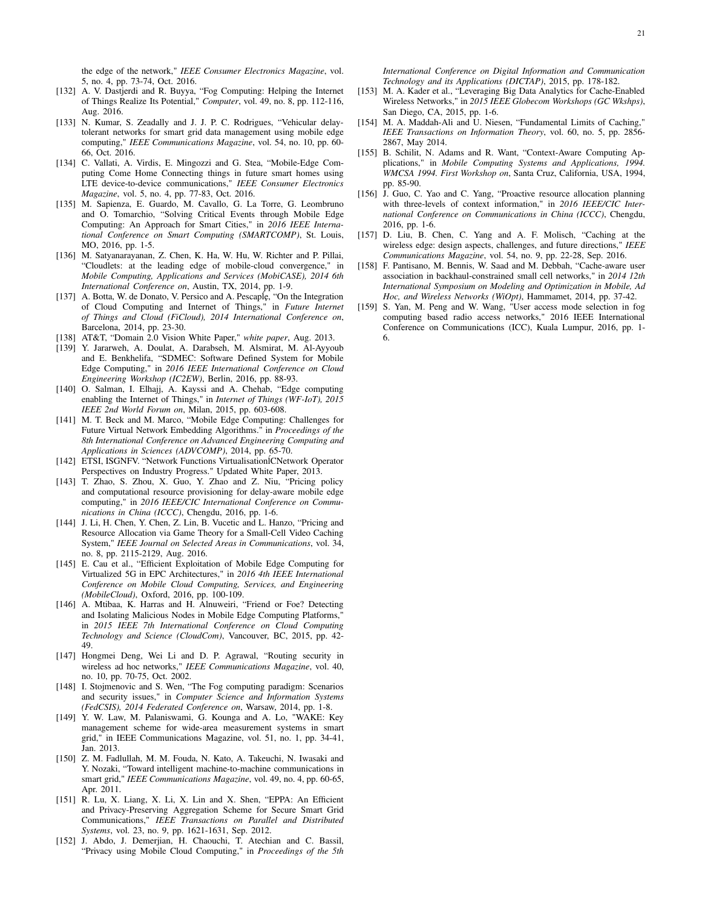the edge of the network," *IEEE Consumer Electronics Magazine*, vol. 5, no. 4, pp. 73-74, Oct. 2016.

[132] A. V. Dastjerdi and R. Buyya, "Fog Computing: Helping the Internet of Things Realize Its Potential," *Computer*, vol. 49, no. 8, pp. 112-116, Aug. 2016.

[133] N. Kumar, S. Zeadally and J. J. P. C. Rodrigues, "Vehicular delay-tolerant networks for smart grid data management using mobile edge computing," *IEEE Communications Magazine*, vol. 54, no. 10, pp. 60-66, Oct. 2016.

[134] C. Vallati, A. Virdis, E. Mingozzi and G. Stea, "Mobile-Edge Computing Come Home Connecting things in future smart homes using LTE device-to-device communications," *IEEE Consumer Electronics Magazine*, vol. 5, no. 4, pp. 77-83, Oct. 2016.

[135] M. Sapienza, E. Guardo, M. Cavallo, G. La Torre, G. Leombruno and O. Tomarchio, "Solving Critical Events through Mobile Edge Computing: An Approach for Smart Cities," in *2016 IEEE International Conference on Smart Computing (SMARTCOMP)*, St. Louis, MO, 2016, pp. 1-5.

[136] M. Satyanarayanan, Z. Chen, K. Ha, W. Hu, W. Richter and P. Pillai, "Cloudlets: at the leading edge of mobile-cloud convergence," in *Mobile Computing, Applications and Services (MobiCASE), 2014 6th International Conference on*, Austin, TX, 2014, pp. 1-9.

[137] A. Botta, W. de Donato, V. Persico and A. Pescapè, "On the Integration of Cloud Computing and Internet of Things," in *Future Internet of Things and Cloud (FiCloud), 2014 International Conference on*, Barcelona, 2014, pp. 23-30.

[138] AT&T, "Domain 2.0 Vision White Paper," *white paper*, Aug. 2013.

[139] Y. Jararweh, A. Doulat, A. Darabseh, M. Alsmirat, M. Al-Ayyoub and E. Benkhelifa, "SDMEC: Software Defined System for Mobile Edge Computing," in *2016 IEEE International Conference on Cloud Engineering Workshop (IC2EW)*, Berlin, 2016, pp. 88-93.

[140] O. Salman, I. Elhajj, A. Kayssi and A. Chehab, "Edge computing enabling the Internet of Things," in *Internet of Things (WF-IoT), 2015 IEEE 2nd World Forum on*, Milan, 2015, pp. 603-608.

[141] M. T. Beck and M. Marco, "Mobile Edge Computing: Challenges for Future Virtual Network Embedding Algorithms." in *Proceedings of the 8th International Conference on Advanced Engineering Computing and Applications in Sciences (ADVCOMP)*, 2014, pp. 65-70.

[142] ETSI, ISGNFV. "Network Functions VirtualisationÍCNetwork Operator Perspectives on Industry Progress." Updated White Paper, 2013.

[143] T. Zhao, S. Zhou, X. Guo, Y. Zhao and Z. Niu, "Pricing policy and computational resource provisioning for delay-aware mobile edge computing," in *2016 IEEE/CIC International Conference on Communications in China (ICCC)*, Chengdu, 2016, pp. 1-6.

[144] J. Li, H. Chen, Y. Chen, Z. Lin, B. Vucetic and L. Hanzo, "Pricing and Resource Allocation via Game Theory for a Small-Cell Video Caching System," *IEEE Journal on Selected Areas in Communications*, vol. 34, no. 8, pp. 2115-2129, Aug. 2016.

[145] E. Cau et al., "Efficient Exploitation of Mobile Edge Computing for Virtualized 5G in EPC Architectures," in *2016 4th IEEE International Conference on Mobile Cloud Computing, Services, and Engineering (MobileCloud)*, Oxford, 2016, pp. 100-109.

[146] A. Mtibaa, K. Harras and H. Alnuweiri, "Friend or Foe? Detecting and Isolating Malicious Nodes in Mobile Edge Computing Platforms," in *2015 IEEE 7th International Conference on Cloud Computing Technology and Science (CloudCom)*, Vancouver, BC, 2015, pp. 42-49.

[147] Hongmei Deng, Wei Li and D. P. Agrawal, "Routing security in wireless ad hoc networks," *IEEE Communications Magazine*, vol. 40, no. 10, pp. 70-75, Oct. 2002.

[148] I. Stojmenovic and S. Wen, "The Fog computing paradigm: Scenarios and security issues," in *Computer Science and Information Systems (FedCSIS), 2014 Federated Conference on*, Warsaw, 2014, pp. 1-8.

[149] Y. W. Law, M. Palaniswami, G. Kounga and A. Lo, "WAKE: Key management scheme for wide-area measurement systems in smart grid," in IEEE Communications Magazine, vol. 51, no. 1, pp. 34-41, Jan. 2013.

[150] Z. M. Fadlullah, M. M. Fouda, N. Kato, A. Takeuchi, N. Iwasaki and Y. Nozaki, "Toward intelligent machine-to-machine communications in smart grid," *IEEE Communications Magazine*, vol. 49, no. 4, pp. 60-65, Apr. 2011.

[151] R. Lu, X. Liang, X. Li, X. Lin and X. Shen, "EPPA: An Efficient and Privacy-Preserving Aggregation Scheme for Secure Smart Grid Communications," *IEEE Transactions on Parallel and Distributed Systems*, vol. 23, no. 9, pp. 1621-1631, Sep. 2012.

[152] J. Abdo, J. Demerjian, H. Chaouchi, T. Atechian and C. Bassil, "Privacy using Mobile Cloud Computing," in *Proceedings of the 5th International Conference on Digital Information and Communication Technology and its Applications (DICTAP)*, 2015, pp. 178-182.

[153] M. A. Kader et al., "Leveraging Big Data Analytics for Cache-Enabled Wireless Networks," in *2015 IEEE Globecom Workshops (GC Wkshps)*, San Diego, CA, 2015, pp. 1-6.

[154] M. A. Maddah-Ali and U. Niesen, "Fundamental Limits of Caching," *IEEE Transactions on Information Theory*, vol. 60, no. 5, pp. 2856-2867, May 2014.

[155] B. Schilit, N. Adams and R. Want, "Context-Aware Computing Applications," in *Mobile Computing Systems and Applications, 1994. WMCSA 1994. First Workshop on*, Santa Cruz, California, USA, 1994, pp. 85-90.

[156] J. Guo, C. Yao and C. Yang, "Proactive resource allocation planning with three-levels of context information," in *2016 IEEE/CIC International Conference on Communications in China (ICCC)*, Chengdu, 2016, pp. 1-6.

[157] D. Liu, B. Chen, C. Yang and A. F. Molisch, "Caching at the wireless edge: design aspects, challenges, and future directions," *IEEE Communications Magazine*, vol. 54, no. 9, pp. 22-28, Sep. 2016.

[158] F. Pantisano, M. Bennis, W. Saad and M. Debbah, "Cache-aware user association in backhaul-constrained small cell networks," in *2014 12th International Symposium on Modeling and Optimization in Mobile, Ad Hoc, and Wireless Networks (WiOpt)*, Hammamet, 2014, pp. 37-42.

[159] S. Yan, M. Peng and W. Wang, "User access mode selection in fog computing based radio access networks," 2016 IEEE International Conference on Communications (ICC), Kuala Lumpur, 2016, pp. 1-6.